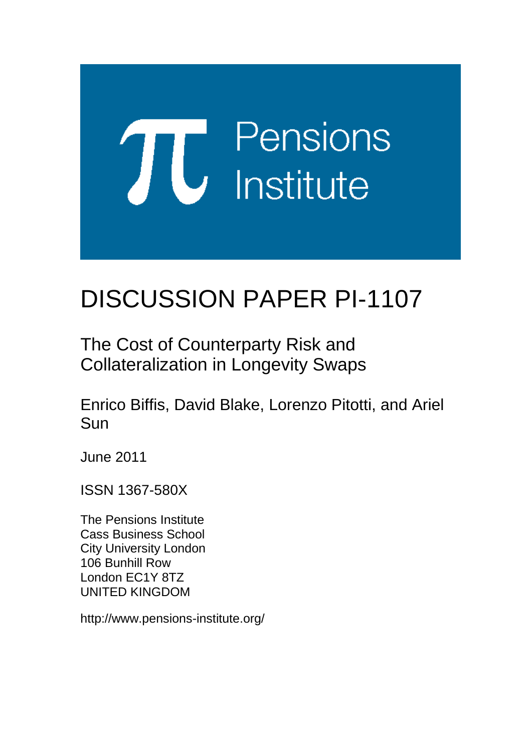# DISCUSSION PAPER PI-1107

## The Cost of Counterparty Risk and Collateralization in Longevity Swaps

Enrico Biffis, David Blake, Lorenzo Pitotti, and Ariel Sun

June 2011

ISSN 1367-580X

The Pensions Institute
Cass Business School
City University London
106 Bunhill Row
London EC1Y 8TZ
UNITED KINGDOM

http://www.pensions-institute.org/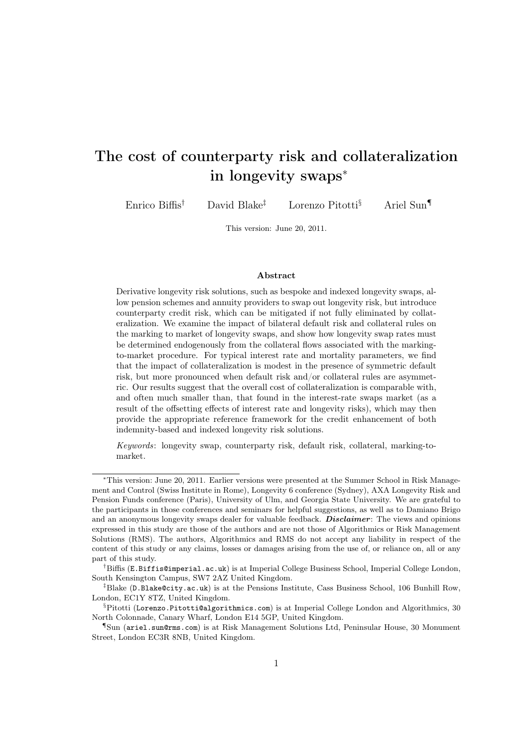# The cost of counterparty risk and collateralization in longevity swaps*

Enrico Biffis[†] David Blake[‡] Lorenzo Pitotti[§] Ariel Sun[¶]

This version: June 20, 2011.

### Abstract

Derivative longevity risk solutions, such as bespoke and indexed longevity swaps, allow pension schemes and annuity providers to swap out longevity risk, but introduce counterparty credit risk, which can be mitigated if not fully eliminated by collateralization. We examine the impact of bilateral default risk and collateral rules on the marking to market of longevity swaps, and show how longevity swap rates must be determined endogenously from the collateral flows associated with the marking-to-market procedure. For typical interest rate and mortality parameters, we find that the impact of collateralization is modest in the presence of symmetric default risk, but more pronounced when default risk and/or collateral rules are asymmetric. Our results suggest that the overall cost of collateralization is comparable with, and often much smaller than, that found in the interest-rate swaps market (as a result of the offsetting effects of interest rate and longevity risks), which may then provide the appropriate reference framework for the credit enhancement of both indemnity-based and indexed longevity risk solutions.

*Keywords*: longevity swap, counterparty risk, default risk, collateral, marking-to-market.

---

*This version: June 20, 2011. Earlier versions were presented at the Summer School in Risk Management and Control (Swiss Institute in Rome), Longevity 6 conference (Sydney), AXA Longevity Risk and Pension Funds conference (Paris), University of Ulm, and Georgia State University. We are grateful to the participants in those conferences and seminars for helpful suggestions, as well as to Damiano Brigo and an anonymous longevity swaps dealer for valuable feedback. ***Disclaimer***: The views and opinions expressed in this study are those of the authors and are not those of Algorithmics or Risk Management Solutions (RMS). The authors, Algorithmics and RMS do not accept any liability in respect of the content of this study or any claims, losses or damages arising from the use of, or reliance on, all or any part of this study.

[†]Biffis (E.Biffis@imperial.ac.uk) is at Imperial College Business School, Imperial College London, South Kensington Campus, SW7 2AZ United Kingdom.

[‡]Blake (D.Blake@city.ac.uk) is at the Pensions Institute, Cass Business School, 106 Bunhill Row, London, EC1Y 8TZ, United Kingdom.

[§]Pitotti (Lorenzo.Pitotti@algorithmics.com) is at Imperial College London and Algorithmics, 30 North Colonnade, Canary Wharf, London E14 5GP, United Kingdom.

[¶]Sun (ariel.sun@rms.com) is at Risk Management Solutions Ltd, Peninsular House, 30 Monument Street, London EC3R 8NB, United Kingdom.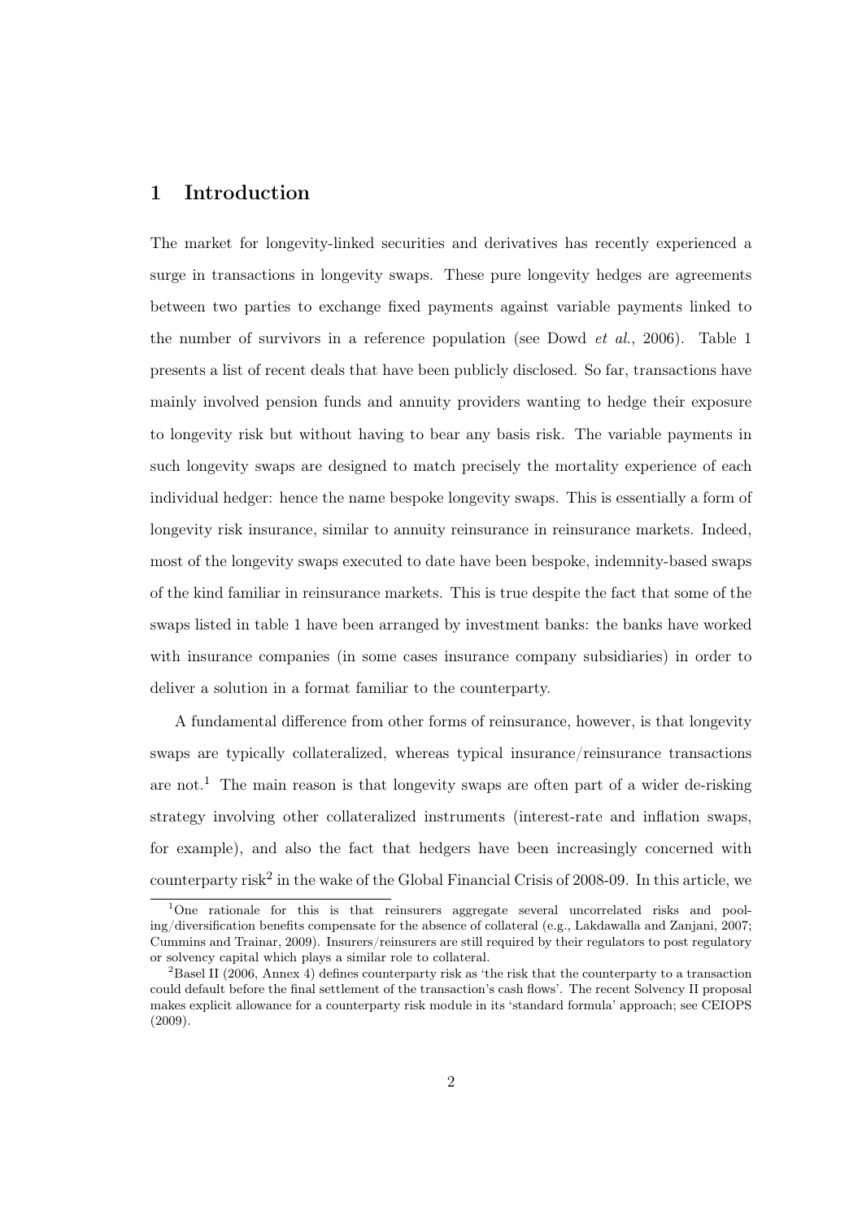# 1 Introduction

The market for longevity-linked securities and derivatives has recently experienced a surge in transactions in longevity swaps. These pure longevity hedges are agreements between two parties to exchange fixed payments against variable payments linked to the number of survivors in a reference population (see Dowd *et al.*, 2006). Table 1 presents a list of recent deals that have been publicly disclosed. So far, transactions have mainly involved pension funds and annuity providers wanting to hedge their exposure to longevity risk but without having to bear any basis risk. The variable payments in such longevity swaps are designed to match precisely the mortality experience of each individual hedger: hence the name bespoke longevity swaps. This is essentially a form of longevity risk insurance, similar to annuity reinsurance in reinsurance markets. Indeed, most of the longevity swaps executed to date have been bespoke, indemnity-based swaps of the kind familiar in reinsurance markets. This is true despite the fact that some of the swaps listed in table 1 have been arranged by investment banks: the banks have worked with insurance companies (in some cases insurance company subsidiaries) in order to deliver a solution in a format familiar to the counterparty.

A fundamental difference from other forms of reinsurance, however, is that longevity swaps are typically collateralized, whereas typical insurance/reinsurance transactions are not.[1] The main reason is that longevity swaps are often part of a wider de-risking strategy involving other collateralized instruments (interest-rate and inflation swaps, for example), and also the fact that hedgers have been increasingly concerned with counterparty risk[2] in the wake of the Global Financial Crisis of 2008-09. In this article, we

[1] One rationale for this is that reinsurers aggregate several uncorrelated risks and pooling/diversification benefits compensate for the absence of collateral (e.g., Lakdawalla and Zanjani, 2007; Cummins and Trainar, 2009). Insurers/reinsurers are still required by their regulators to post regulatory or solvency capital which plays a similar role to collateral.

[2] Basel II (2006, Annex 4) defines counterparty risk as 'the risk that the counterparty to a transaction could default before the final settlement of the transaction's cash flows'. The recent Solvency II proposal makes explicit allowance for a counterparty risk module in its 'standard formula' approach; see CEIOPS (2009).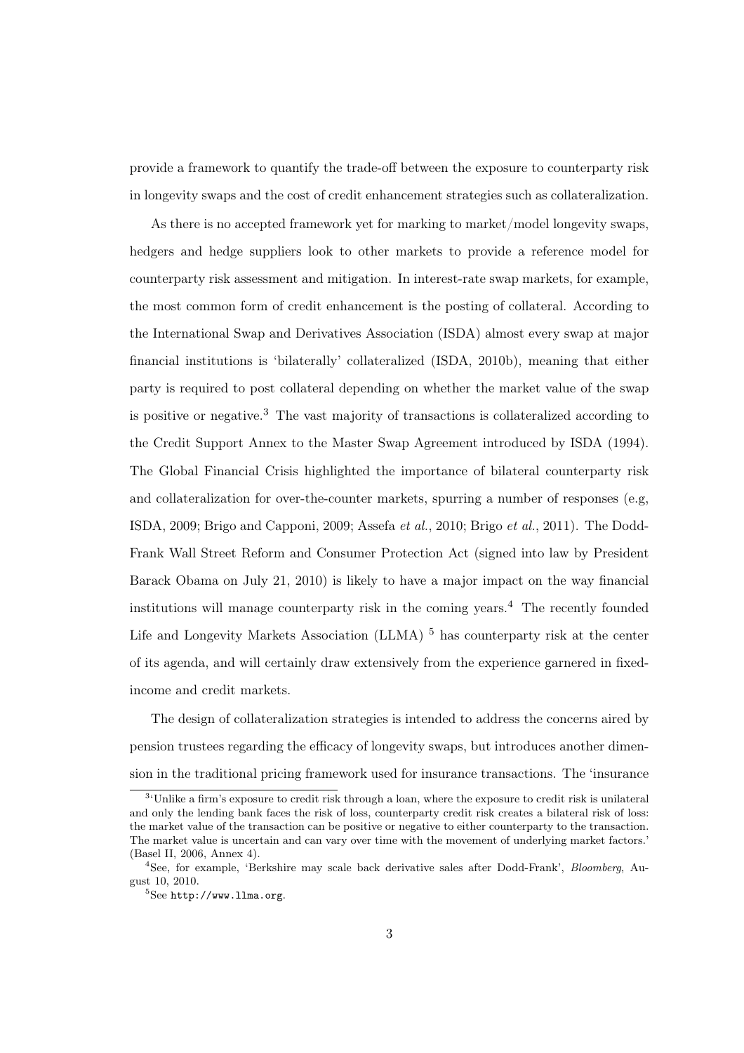provide a framework to quantify the trade-off between the exposure to counterparty risk in longevity swaps and the cost of credit enhancement strategies such as collateralization.

As there is no accepted framework yet for marking to market/model longevity swaps, hedgers and hedge suppliers look to other markets to provide a reference model for counterparty risk assessment and mitigation. In interest-rate swap markets, for example, the most common form of credit enhancement is the posting of collateral. According to the International Swap and Derivatives Association (ISDA) almost every swap at major financial institutions is 'bilaterally' collateralized (ISDA, 2010b), meaning that either party is required to post collateral depending on whether the market value of the swap is positive or negative.[3] The vast majority of transactions is collateralized according to the Credit Support Annex to the Master Swap Agreement introduced by ISDA (1994). The Global Financial Crisis highlighted the importance of bilateral counterparty risk and collateralization for over-the-counter markets, spurring a number of responses (e.g, ISDA, 2009; Brigo and Capponi, 2009; Assefa *et al.*, 2010; Brigo *et al.*, 2011). The Dodd-Frank Wall Street Reform and Consumer Protection Act (signed into law by President Barack Obama on July 21, 2010) is likely to have a major impact on the way financial institutions will manage counterparty risk in the coming years.[4] The recently founded Life and Longevity Markets Association (LLMA) [5] has counterparty risk at the center of its agenda, and will certainly draw extensively from the experience garnered in fixed-income and credit markets.

The design of collateralization strategies is intended to address the concerns aired by pension trustees regarding the efficacy of longevity swaps, but introduces another dimension in the traditional pricing framework used for insurance transactions. The 'insurance

---

[3] 'Unlike a firm's exposure to credit risk through a loan, where the exposure to credit risk is unilateral and only the lending bank faces the risk of loss, counterparty credit risk creates a bilateral risk of loss: the market value of the transaction can be positive or negative to either counterparty to the transaction. The market value is uncertain and can vary over time with the movement of underlying market factors.' (Basel II, 2006, Annex 4).

[4] See, for example, 'Berkshire may scale back derivative sales after Dodd-Frank', *Bloomberg*, August 10, 2010.

[5] See `http://www.llma.org`.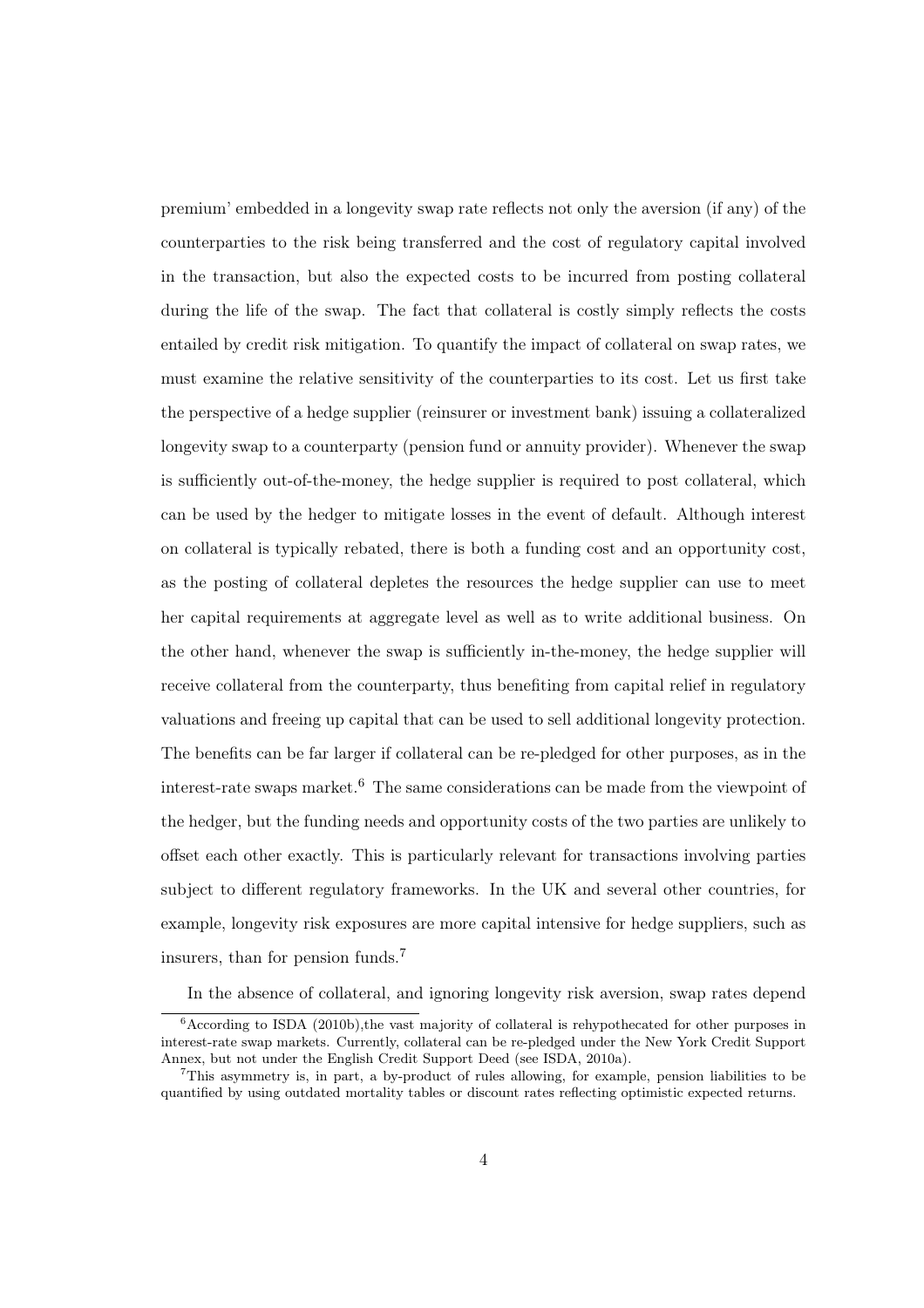premium' embedded in a longevity swap rate reflects not only the aversion (if any) of the counterparties to the risk being transferred and the cost of regulatory capital involved in the transaction, but also the expected costs to be incurred from posting collateral during the life of the swap. The fact that collateral is costly simply reflects the costs entailed by credit risk mitigation. To quantify the impact of collateral on swap rates, we must examine the relative sensitivity of the counterparties to its cost. Let us first take the perspective of a hedge supplier (reinsurer or investment bank) issuing a collateralized longevity swap to a counterparty (pension fund or annuity provider). Whenever the swap is sufficiently out-of-the-money, the hedge supplier is required to post collateral, which can be used by the hedger to mitigate losses in the event of default. Although interest on collateral is typically rebated, there is both a funding cost and an opportunity cost, as the posting of collateral depletes the resources the hedge supplier can use to meet her capital requirements at aggregate level as well as to write additional business. On the other hand, whenever the swap is sufficiently in-the-money, the hedge supplier will receive collateral from the counterparty, thus benefiting from capital relief in regulatory valuations and freeing up capital that can be used to sell additional longevity protection. The benefits can be far larger if collateral can be re-pledged for other purposes, as in the interest-rate swaps market.[6] The same considerations can be made from the viewpoint of the hedger, but the funding needs and opportunity costs of the two parties are unlikely to offset each other exactly. This is particularly relevant for transactions involving parties subject to different regulatory frameworks. In the UK and several other countries, for example, longevity risk exposures are more capital intensive for hedge suppliers, such as insurers, than for pension funds.[7]

In the absence of collateral, and ignoring longevity risk aversion, swap rates depend

[6] According to ISDA (2010b),the vast majority of collateral is rehypothecated for other purposes in interest-rate swap markets. Currently, collateral can be re-pledged under the New York Credit Support Annex, but not under the English Credit Support Deed (see ISDA, 2010a).

[7] This asymmetry is, in part, a by-product of rules allowing, for example, pension liabilities to be quantified by using outdated mortality tables or discount rates reflecting optimistic expected returns.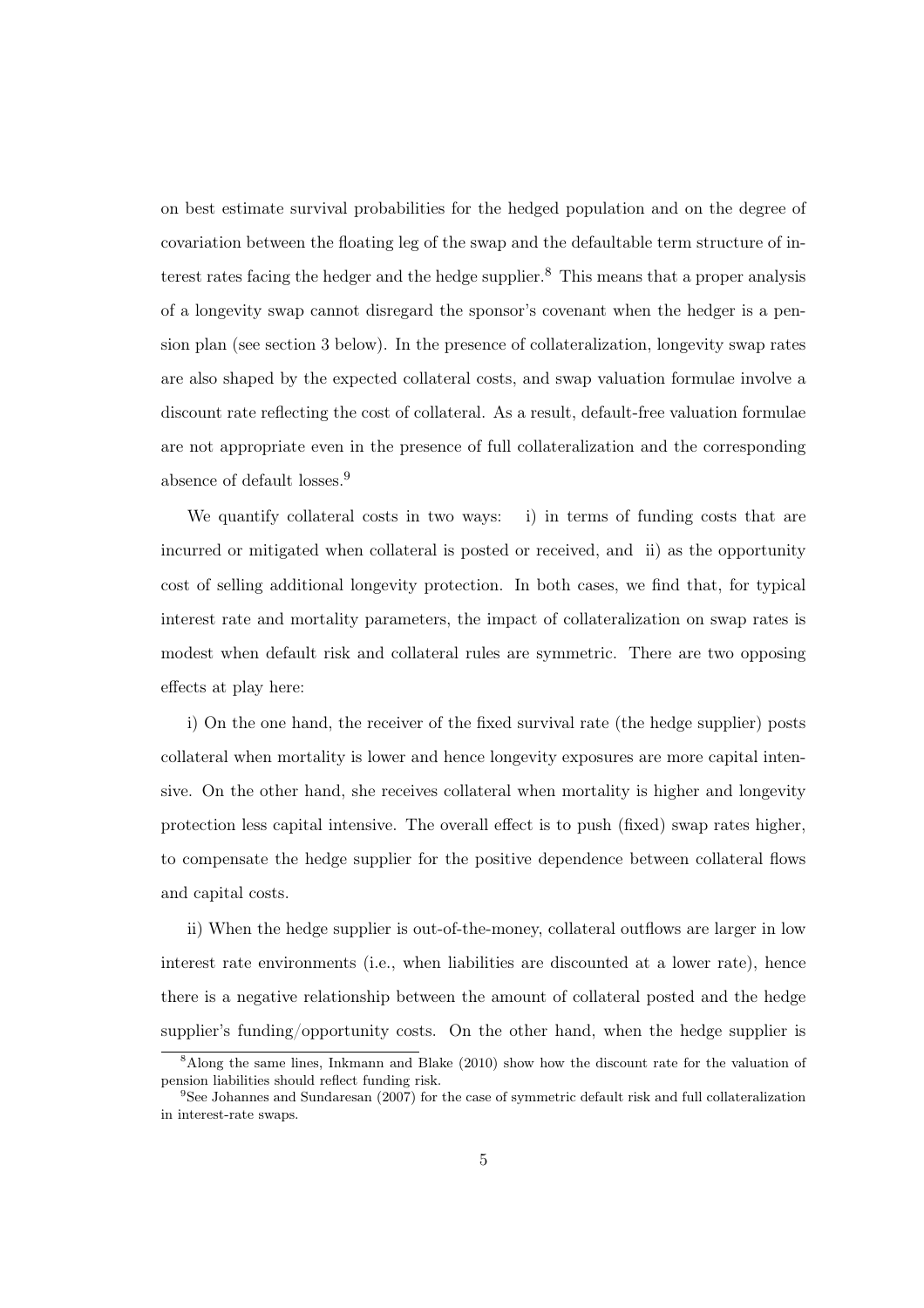on best estimate survival probabilities for the hedged population and on the degree of covariation between the floating leg of the swap and the defaultable term structure of interest rates facing the hedger and the hedge supplier.[8] This means that a proper analysis of a longevity swap cannot disregard the sponsor's covenant when the hedger is a pension plan (see section 3 below). In the presence of collateralization, longevity swap rates are also shaped by the expected collateral costs, and swap valuation formulae involve a discount rate reflecting the cost of collateral. As a result, default-free valuation formulae are not appropriate even in the presence of full collateralization and the corresponding absence of default losses.[9]

We quantify collateral costs in two ways: i) in terms of funding costs that are incurred or mitigated when collateral is posted or received, and ii) as the opportunity cost of selling additional longevity protection. In both cases, we find that, for typical interest rate and mortality parameters, the impact of collateralization on swap rates is modest when default risk and collateral rules are symmetric. There are two opposing effects at play here:

i) On the one hand, the receiver of the fixed survival rate (the hedge supplier) posts collateral when mortality is lower and hence longevity exposures are more capital intensive. On the other hand, she receives collateral when mortality is higher and longevity protection less capital intensive. The overall effect is to push (fixed) swap rates higher, to compensate the hedge supplier for the positive dependence between collateral flows and capital costs.

ii) When the hedge supplier is out-of-the-money, collateral outflows are larger in low interest rate environments (i.e., when liabilities are discounted at a lower rate), hence there is a negative relationship between the amount of collateral posted and the hedge supplier's funding/opportunity costs. On the other hand, when the hedge supplier is

[8] Along the same lines, Inkmann and Blake (2010) show how the discount rate for the valuation of pension liabilities should reflect funding risk.

[9] See Johannes and Sundaresan (2007) for the case of symmetric default risk and full collateralization in interest-rate swaps.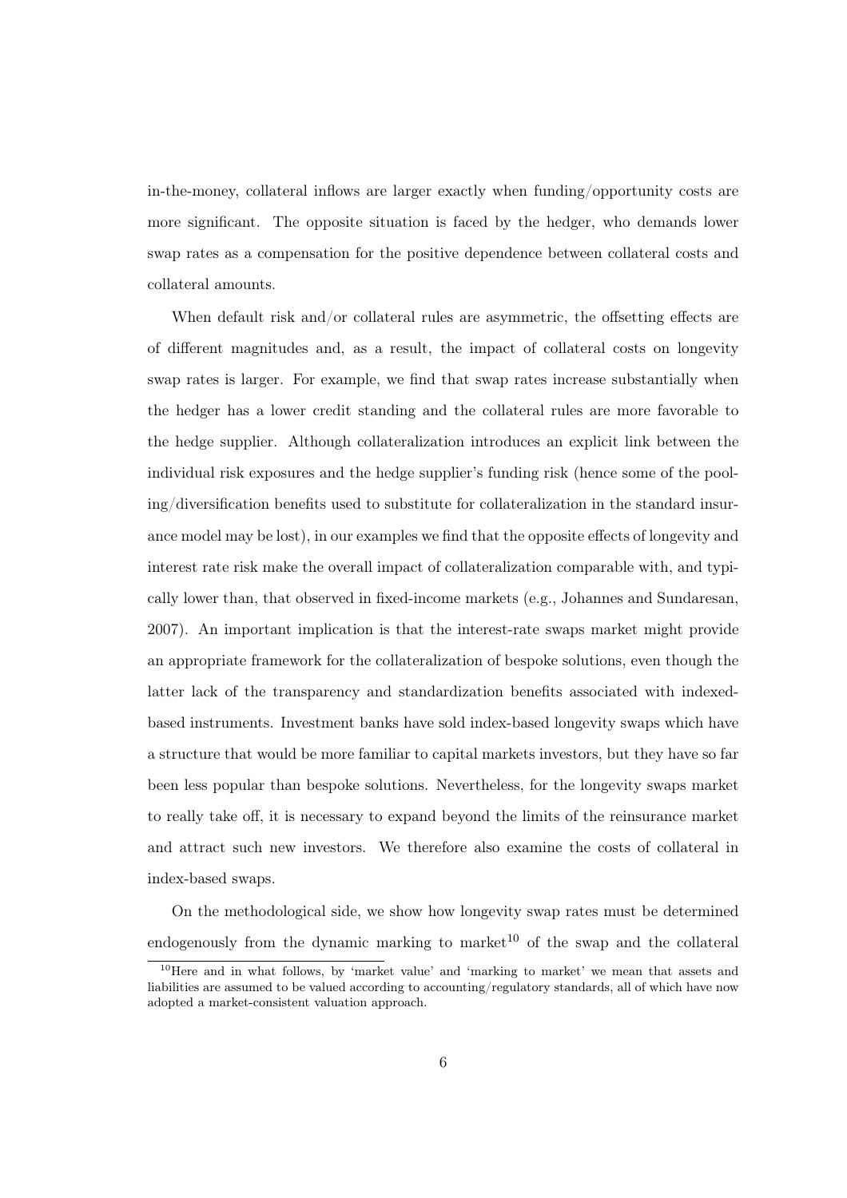in-the-money, collateral inflows are larger exactly when funding/opportunity costs are more significant. The opposite situation is faced by the hedger, who demands lower swap rates as a compensation for the positive dependence between collateral costs and collateral amounts.

When default risk and/or collateral rules are asymmetric, the offsetting effects are of different magnitudes and, as a result, the impact of collateral costs on longevity swap rates is larger. For example, we find that swap rates increase substantially when the hedger has a lower credit standing and the collateral rules are more favorable to the hedge supplier. Although collateralization introduces an explicit link between the individual risk exposures and the hedge supplier's funding risk (hence some of the pooling/diversification benefits used to substitute for collateralization in the standard insurance model may be lost), in our examples we find that the opposite effects of longevity and interest rate risk make the overall impact of collateralization comparable with, and typically lower than, that observed in fixed-income markets (e.g., Johannes and Sundaresan, 2007). An important implication is that the interest-rate swaps market might provide an appropriate framework for the collateralization of bespoke solutions, even though the latter lack of the transparency and standardization benefits associated with indexed-based instruments. Investment banks have sold index-based longevity swaps which have a structure that would be more familiar to capital markets investors, but they have so far been less popular than bespoke solutions. Nevertheless, for the longevity swaps market to really take off, it is necessary to expand beyond the limits of the reinsurance market and attract such new investors. We therefore also examine the costs of collateral in index-based swaps.

On the methodological side, we show how longevity swap rates must be determined endogenously from the dynamic marking to market[10] of the swap and the collateral

[10] Here and in what follows, by 'market value' and 'marking to market' we mean that assets and liabilities are assumed to be valued according to accounting/regulatory standards, all of which have now adopted a market-consistent valuation approach.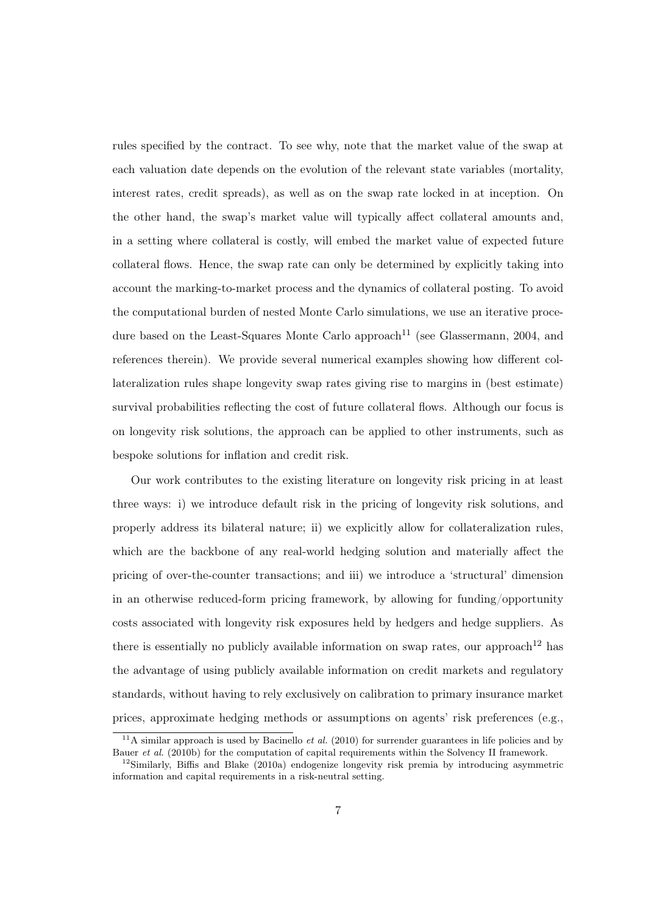rules specified by the contract. To see why, note that the market value of the swap at each valuation date depends on the evolution of the relevant state variables (mortality, interest rates, credit spreads), as well as on the swap rate locked in at inception. On the other hand, the swap's market value will typically affect collateral amounts and, in a setting where collateral is costly, will embed the market value of expected future collateral flows. Hence, the swap rate can only be determined by explicitly taking into account the marking-to-market process and the dynamics of collateral posting. To avoid the computational burden of nested Monte Carlo simulations, we use an iterative procedure based on the Least-Squares Monte Carlo approach[11] (see Glassermann, 2004, and references therein). We provide several numerical examples showing how different collateralization rules shape longevity swap rates giving rise to margins in (best estimate) survival probabilities reflecting the cost of future collateral flows. Although our focus is on longevity risk solutions, the approach can be applied to other instruments, such as bespoke solutions for inflation and credit risk.

Our work contributes to the existing literature on longevity risk pricing in at least three ways: i) we introduce default risk in the pricing of longevity risk solutions, and properly address its bilateral nature; ii) we explicitly allow for collateralization rules, which are the backbone of any real-world hedging solution and materially affect the pricing of over-the-counter transactions; and iii) we introduce a 'structural' dimension in an otherwise reduced-form pricing framework, by allowing for funding/opportunity costs associated with longevity risk exposures held by hedgers and hedge suppliers. As there is essentially no publicly available information on swap rates, our approach[12] has the advantage of using publicly available information on credit markets and regulatory standards, without having to rely exclusively on calibration to primary insurance market prices, approximate hedging methods or assumptions on agents' risk preferences (e.g.,

[11] A similar approach is used by Bacinello *et al.* (2010) for surrender guarantees in life policies and by Bauer *et al.* (2010b) for the computation of capital requirements within the Solvency II framework.

[12] Similarly, Biffis and Blake (2010a) endogenize longevity risk premia by introducing asymmetric information and capital requirements in a risk-neutral setting.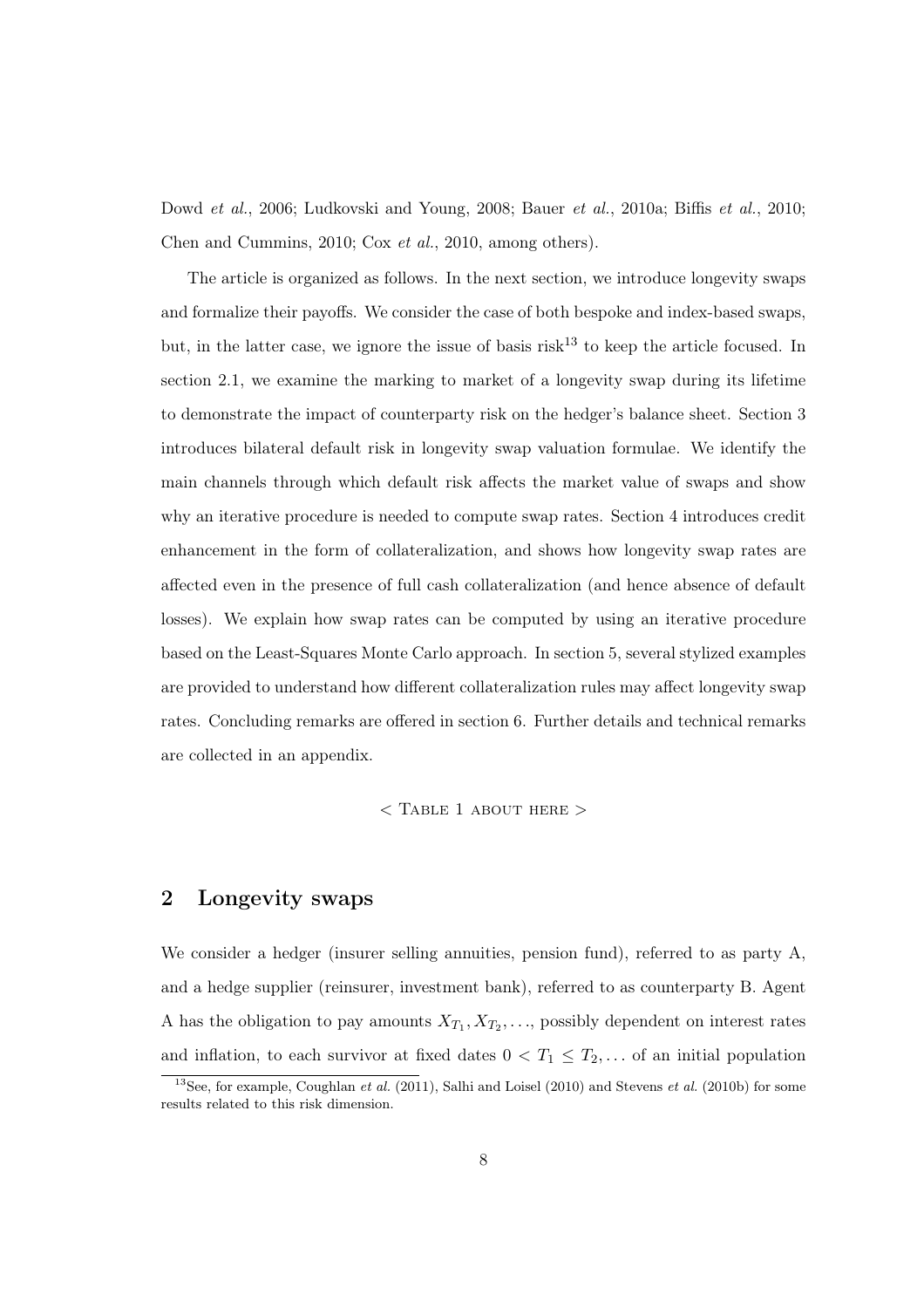Dowd *et al.*, 2006; Ludkovski and Young, 2008; Bauer *et al.*, 2010a; Biffis *et al.*, 2010; Chen and Cummins, 2010; Cox *et al.*, 2010, among others).

The article is organized as follows. In the next section, we introduce longevity swaps and formalize their payoffs. We consider the case of both bespoke and index-based swaps, but, in the latter case, we ignore the issue of basis risk[13] to keep the article focused. In section 2.1, we examine the marking to market of a longevity swap during its lifetime to demonstrate the impact of counterparty risk on the hedger's balance sheet. Section 3 introduces bilateral default risk in longevity swap valuation formulae. We identify the main channels through which default risk affects the market value of swaps and show why an iterative procedure is needed to compute swap rates. Section 4 introduces credit enhancement in the form of collateralization, and shows how longevity swap rates are affected even in the presence of full cash collateralization (and hence absence of default losses). We explain how swap rates can be computed by using an iterative procedure based on the Least-Squares Monte Carlo approach. In section 5, several stylized examples are provided to understand how different collateralization rules may affect longevity swap rates. Concluding remarks are offered in section 6. Further details and technical remarks are collected in an appendix.

< Table 1 about here >

## 2 Longevity swaps

We consider a hedger (insurer selling annuities, pension fund), referred to as party A, and a hedge supplier (reinsurer, investment bank), referred to as counterparty B. Agent A has the obligation to pay amounts $X_{T_1}, X_{T_2}, \ldots$, possibly dependent on interest rates and inflation, to each survivor at fixed dates $0 < T_1 \leq T_2, \ldots$ of an initial population

[13] See, for example, Coughlan *et al.* (2011), Salhi and Loisel (2010) and Stevens *et al.* (2010b) for some results related to this risk dimension.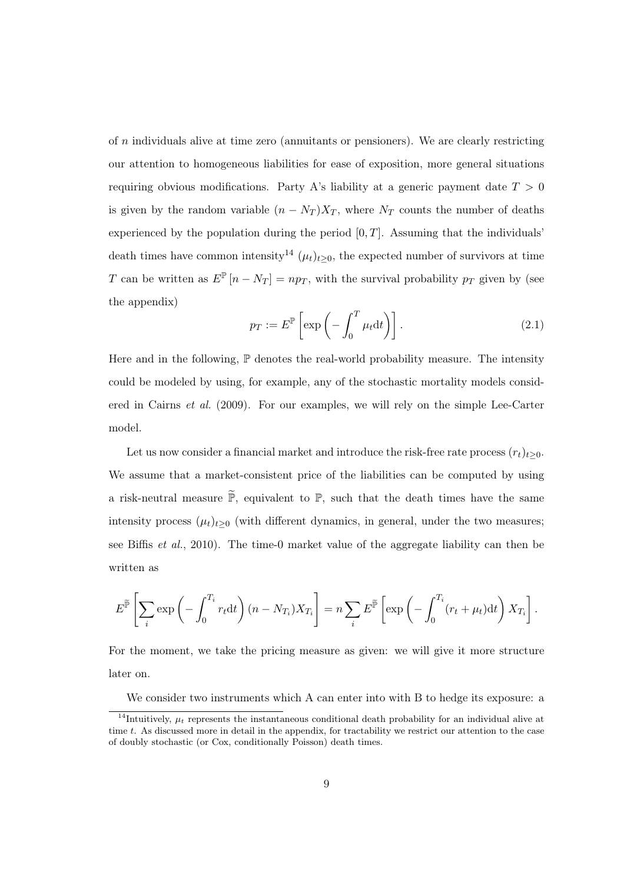of $n$ individuals alive at time zero (annuitants or pensioners). We are clearly restricting our attention to homogeneous liabilities for ease of exposition, more general situations requiring obvious modifications. Party A's liability at a generic payment date $T > 0$ is given by the random variable $(n - N_T)X_T$, where $N_T$ counts the number of deaths experienced by the population during the period $[0, T]$. Assuming that the individuals' death times have common intensity[14] $(\mu_t)_{t\geq 0}$, the expected number of survivors at time $T$ can be written as $E^{\mathbb{P}}[n - N_T] = np_T$, with the survival probability $p_T$ given by (see the appendix)

$$p_T := E^{\mathbb{P}}\left[\exp\left(-\int_0^T \mu_t \mathrm{d}t\right)\right]. \tag{2.1}$$

Here and in the following, $\mathbb{P}$ denotes the real-world probability measure. The intensity could be modeled by using, for example, any of the stochastic mortality models considered in Cairns *et al.* (2009). For our examples, we will rely on the simple Lee-Carter model.

Let us now consider a financial market and introduce the risk-free rate process $(r_t)_{t\geq 0}$. We assume that a market-consistent price of the liabilities can be computed by using a risk-neutral measure $\widetilde{\mathbb{P}}$, equivalent to $\mathbb{P}$, such that the death times have the same intensity process $(\mu_t)_{t\geq 0}$ (with different dynamics, in general, under the two measures; see Biffis *et al.*, 2010). The time-0 market value of the aggregate liability can then be written as

$$E^{\widetilde{\mathbb{P}}}\left[\sum_i \exp\left(-\int_0^{T_i} r_t \mathrm{d}t\right)(n - N_{T_i})X_{T_i}\right] = n\sum_i E^{\widetilde{\mathbb{P}}}\left[\exp\left(-\int_0^{T_i}(r_t + \mu_t)\mathrm{d}t\right)X_{T_i}\right].$$

For the moment, we take the pricing measure as given: we will give it more structure later on.

We consider two instruments which A can enter into with B to hedge its exposure: a

[14] Intuitively, $\mu_t$ represents the instantaneous conditional death probability for an individual alive at time $t$. As discussed more in detail in the appendix, for tractability we restrict our attention to the case of doubly stochastic (or Cox, conditionally Poisson) death times.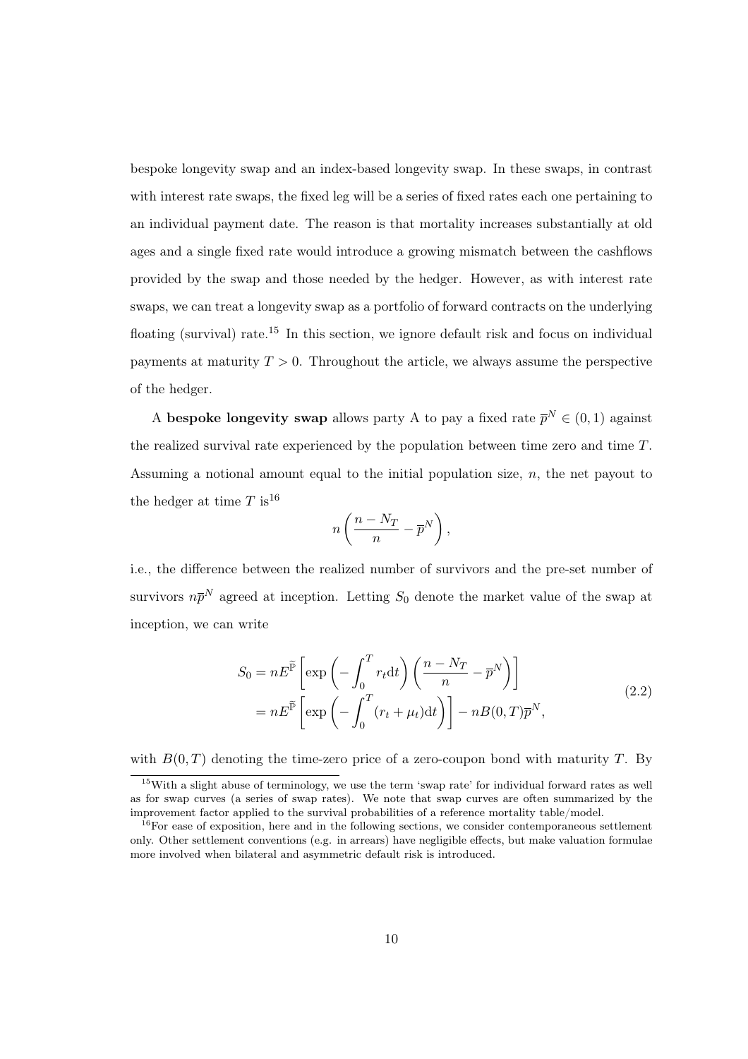bespoke longevity swap and an index-based longevity swap. In these swaps, in contrast with interest rate swaps, the fixed leg will be a series of fixed rates each one pertaining to an individual payment date. The reason is that mortality increases substantially at old ages and a single fixed rate would introduce a growing mismatch between the cashflows provided by the swap and those needed by the hedger. However, as with interest rate swaps, we can treat a longevity swap as a portfolio of forward contracts on the underlying floating (survival) rate.[15] In this section, we ignore default risk and focus on individual payments at maturity $T > 0$. Throughout the article, we always assume the perspective of the hedger.

A **bespoke longevity swap** allows party A to pay a fixed rate $\overline{p}^N \in (0, 1)$ against the realized survival rate experienced by the population between time zero and time $T$. Assuming a notional amount equal to the initial population size, $n$, the net payout to the hedger at time $T$ is[16]

$$n\left(\frac{n - N_T}{n} - \overline{p}^N\right),$$

i.e., the difference between the realized number of survivors and the pre-set number of survivors $n\overline{p}^N$ agreed at inception. Letting $S_0$ denote the market value of the swap at inception, we can write

$$\begin{aligned} S_0 &= nE^{\widetilde{\mathbb{P}}}\left[\exp\left(-\int_0^T r_t \mathrm{d}t\right)\left(\frac{n - N_T}{n} - \overline{p}^N\right)\right] \\ &= nE^{\widetilde{\mathbb{P}}}\left[\exp\left(-\int_0^T (r_t + \mu_t)\mathrm{d}t\right)\right] - nB(0, T)\overline{p}^N, \end{aligned} \tag{2.2}$$

with $B(0, T)$ denoting the time-zero price of a zero-coupon bond with maturity $T$. By

[15] With a slight abuse of terminology, we use the term 'swap rate' for individual forward rates as well as for swap curves (a series of swap rates). We note that swap curves are often summarized by the improvement factor applied to the survival probabilities of a reference mortality table/model.

[16] For ease of exposition, here and in the following sections, we consider contemporaneous settlement only. Other settlement conventions (e.g. in arrears) have negligible effects, but make valuation formulae more involved when bilateral and asymmetric default risk is introduced.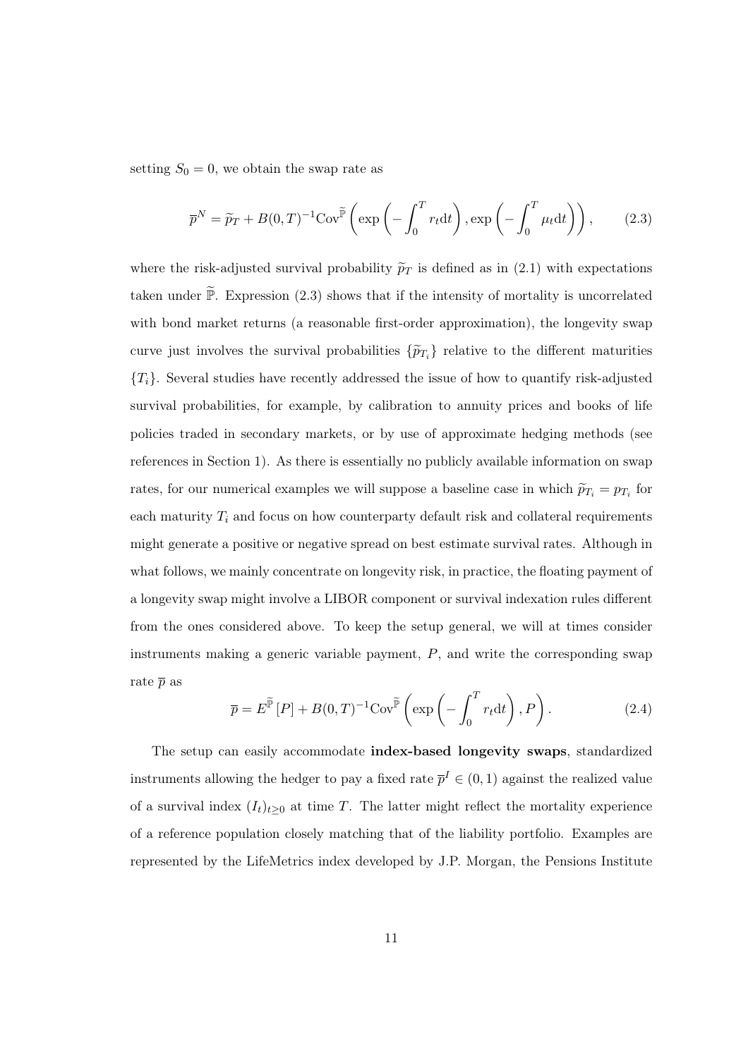setting $S_0 = 0$, we obtain the swap rate as

$$\overline{p}^N = \widetilde{p}_T + B(0,T)^{-1}\text{Cov}^{\widetilde{\mathbb{P}}}\left(\exp\left(-\int_0^T r_t \mathrm{d}t\right), \exp\left(-\int_0^T \mu_t \mathrm{d}t\right)\right), \qquad (2.3)$$

where the risk-adjusted survival probability $\widetilde{p}_T$ is defined as in (2.1) with expectations taken under $\widetilde{\mathbb{P}}$. Expression (2.3) shows that if the intensity of mortality is uncorrelated with bond market returns (a reasonable first-order approximation), the longevity swap curve just involves the survival probabilities $\{\widetilde{p}_{T_i}\}$ relative to the different maturities $\{T_i\}$. Several studies have recently addressed the issue of how to quantify risk-adjusted survival probabilities, for example, by calibration to annuity prices and books of life policies traded in secondary markets, or by use of approximate hedging methods (see references in Section 1). As there is essentially no publicly available information on swap rates, for our numerical examples we will suppose a baseline case in which $\widetilde{p}_{T_i} = p_{T_i}$ for each maturity $T_i$ and focus on how counterparty default risk and collateral requirements might generate a positive or negative spread on best estimate survival rates. Although in what follows, we mainly concentrate on longevity risk, in practice, the floating payment of a longevity swap might involve a LIBOR component or survival indexation rules different from the ones considered above. To keep the setup general, we will at times consider instruments making a generic variable payment, $P$, and write the corresponding swap rate $\overline{p}$ as

$$\overline{p} = E^{\widetilde{\mathbb{P}}}\left[P\right] + B(0,T)^{-1}\text{Cov}^{\widetilde{\mathbb{P}}}\left(\exp\left(-\int_0^T r_t \mathrm{d}t\right), P\right). \qquad (2.4)$$

The setup can easily accommodate **index-based longevity swaps**, standardized instruments allowing the hedger to pay a fixed rate $\overline{p}^I \in (0,1)$ against the realized value of a survival index $(I_t)_{t \geq 0}$ at time $T$. The latter might reflect the mortality experience of a reference population closely matching that of the liability portfolio. Examples are represented by the LifeMetrics index developed by J.P. Morgan, the Pensions Institute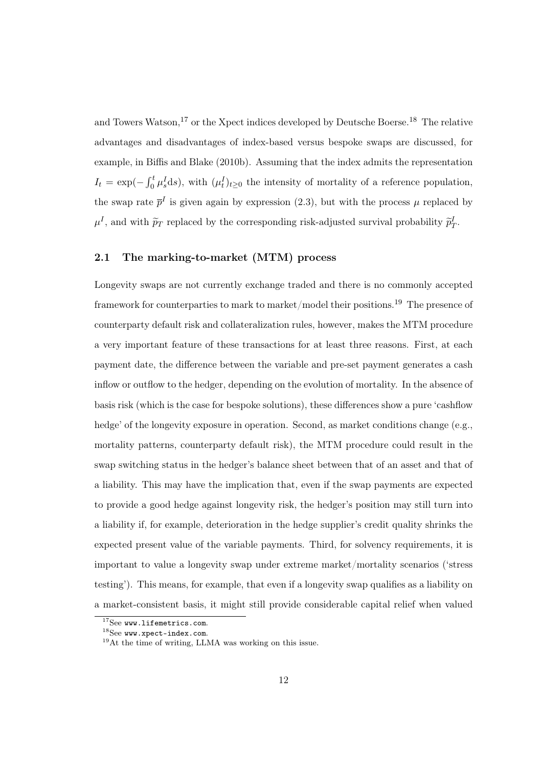and Towers Watson,[17] or the Xpect indices developed by Deutsche Boerse.[18] The relative advantages and disadvantages of index-based versus bespoke swaps are discussed, for example, in Biffis and Blake (2010b). Assuming that the index admits the representation $I_t = \exp(-\int_0^t \mu_s^I \mathrm{d}s)$, with $(\mu_t^I)_{t \geq 0}$ the intensity of mortality of a reference population, the swap rate $\overline{p}^I$ is given again by expression (2.3), but with the process $\mu$ replaced by $\mu^I$, and with $\widetilde{p}_T$ replaced by the corresponding risk-adjusted survival probability $\widetilde{p}_T^I$.

## 2.1 The marking-to-market (MTM) process

Longevity swaps are not currently exchange traded and there is no commonly accepted framework for counterparties to mark to market/model their positions.[19] The presence of counterparty default risk and collateralization rules, however, makes the MTM procedure a very important feature of these transactions for at least three reasons. First, at each payment date, the difference between the variable and pre-set payment generates a cash inflow or outflow to the hedger, depending on the evolution of mortality. In the absence of basis risk (which is the case for bespoke solutions), these differences show a pure 'cashflow hedge' of the longevity exposure in operation. Second, as market conditions change (e.g., mortality patterns, counterparty default risk), the MTM procedure could result in the swap switching status in the hedger's balance sheet between that of an asset and that of a liability. This may have the implication that, even if the swap payments are expected to provide a good hedge against longevity risk, the hedger's position may still turn into a liability if, for example, deterioration in the hedge supplier's credit quality shrinks the expected present value of the variable payments. Third, for solvency requirements, it is important to value a longevity swap under extreme market/mortality scenarios ('stress testing'). This means, for example, that even if a longevity swap qualifies as a liability on a market-consistent basis, it might still provide considerable capital relief when valued

[17] See www.lifemetrics.com.

[18] See www.xpect-index.com.

[19] At the time of writing, LLMA was working on this issue.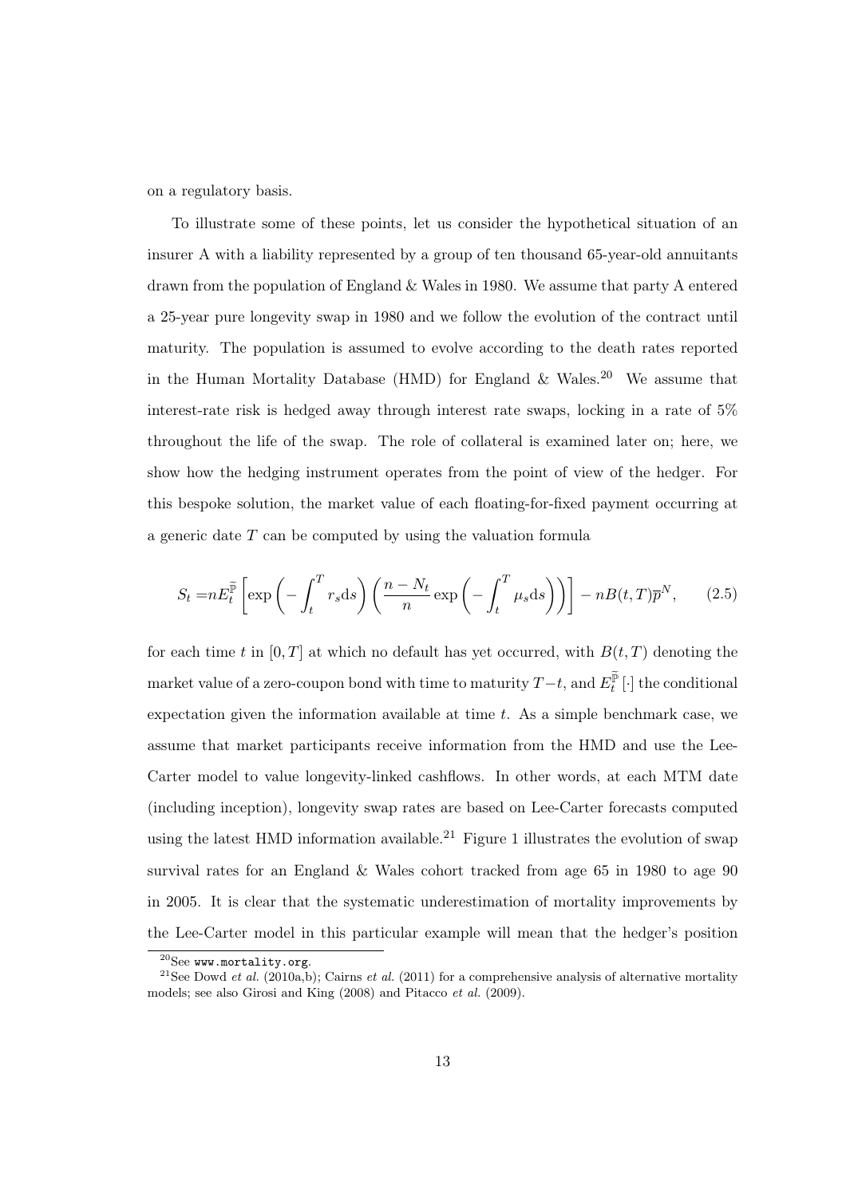on a regulatory basis.

To illustrate some of these points, let us consider the hypothetical situation of an insurer A with a liability represented by a group of ten thousand 65-year-old annuitants drawn from the population of England & Wales in 1980. We assume that party A entered a 25-year pure longevity swap in 1980 and we follow the evolution of the contract until maturity. The population is assumed to evolve according to the death rates reported in the Human Mortality Database (HMD) for England & Wales.[20] We assume that interest-rate risk is hedged away through interest rate swaps, locking in a rate of 5% throughout the life of the swap. The role of collateral is examined later on; here, we show how the hedging instrument operates from the point of view of the hedger. For this bespoke solution, the market value of each floating-for-fixed payment occurring at a generic date $T$ can be computed by using the valuation formula

$$S_t = nE_t^{\widetilde{\mathbb{P}}}\left[\exp\left(-\int_t^T r_s \mathrm{d}s\right)\left(\frac{n-N_t}{n}\exp\left(-\int_t^T \mu_s \mathrm{d}s\right)\right)\right] - nB(t,T)\overline{p}^N, \qquad (2.5)$$

for each time $t$ in $[0,T]$ at which no default has yet occurred, with $B(t,T)$ denoting the market value of a zero-coupon bond with time to maturity $T-t$, and $E_t^{\widetilde{\mathbb{P}}}[\cdot]$ the conditional expectation given the information available at time $t$. As a simple benchmark case, we assume that market participants receive information from the HMD and use the Lee-Carter model to value longevity-linked cashflows. In other words, at each MTM date (including inception), longevity swap rates are based on Lee-Carter forecasts computed using the latest HMD information available.[21] Figure 1 illustrates the evolution of swap survival rates for an England & Wales cohort tracked from age 65 in 1980 to age 90 in 2005. It is clear that the systematic underestimation of mortality improvements by the Lee-Carter model in this particular example will mean that the hedger's position

[20] See `www.mortality.org`.

[21] See Dowd *et al.* (2010a,b); Cairns *et al.* (2011) for a comprehensive analysis of alternative mortality models; see also Girosi and King (2008) and Pitacco *et al.* (2009).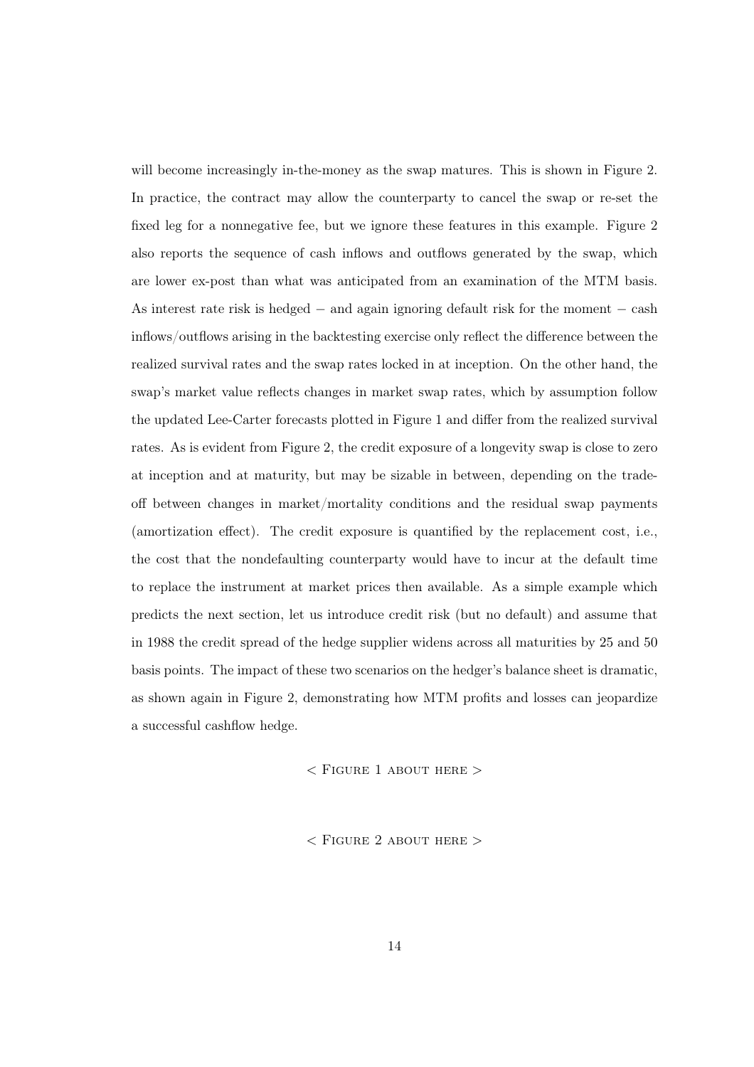will become increasingly in-the-money as the swap matures. This is shown in Figure 2. In practice, the contract may allow the counterparty to cancel the swap or re-set the fixed leg for a nonnegative fee, but we ignore these features in this example. Figure 2 also reports the sequence of cash inflows and outflows generated by the swap, which are lower ex-post than what was anticipated from an examination of the MTM basis. As interest rate risk is hedged − and again ignoring default risk for the moment − cash inflows/outflows arising in the backtesting exercise only reflect the difference between the realized survival rates and the swap rates locked in at inception. On the other hand, the swap's market value reflects changes in market swap rates, which by assumption follow the updated Lee-Carter forecasts plotted in Figure 1 and differ from the realized survival rates. As is evident from Figure 2, the credit exposure of a longevity swap is close to zero at inception and at maturity, but may be sizable in between, depending on the trade-off between changes in market/mortality conditions and the residual swap payments (amortization effect). The credit exposure is quantified by the replacement cost, i.e., the cost that the nondefaulting counterparty would have to incur at the default time to replace the instrument at market prices then available. As a simple example which predicts the next section, let us introduce credit risk (but no default) and assume that in 1988 the credit spread of the hedge supplier widens across all maturities by 25 and 50 basis points. The impact of these two scenarios on the hedger's balance sheet is dramatic, as shown again in Figure 2, demonstrating how MTM profits and losses can jeopardize a successful cashflow hedge.

< Figure 1 about here >

< Figure 2 about here >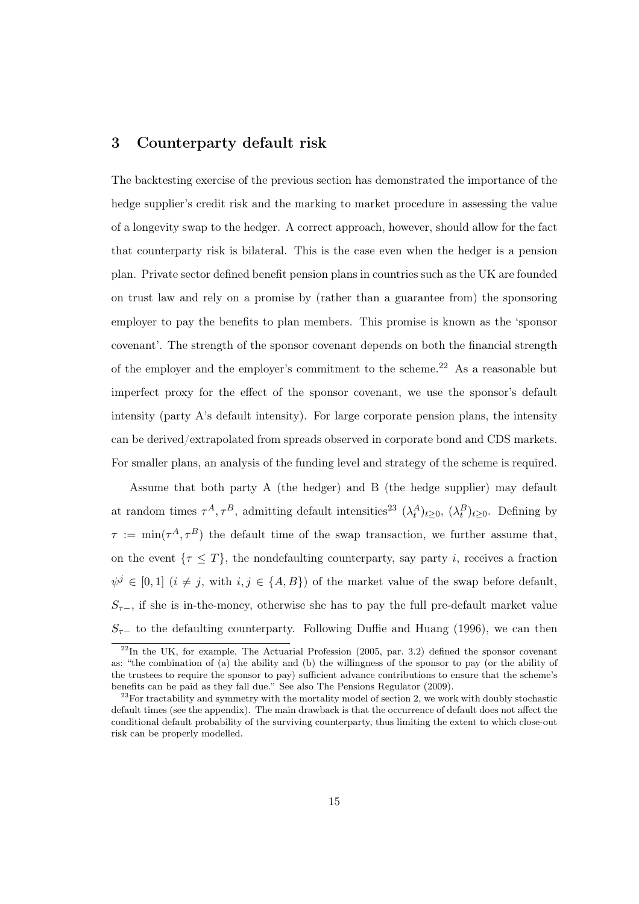# 3 Counterparty default risk

The backtesting exercise of the previous section has demonstrated the importance of the hedge supplier's credit risk and the marking to market procedure in assessing the value of a longevity swap to the hedger. A correct approach, however, should allow for the fact that counterparty risk is bilateral. This is the case even when the hedger is a pension plan. Private sector defined benefit pension plans in countries such as the UK are founded on trust law and rely on a promise by (rather than a guarantee from) the sponsoring employer to pay the benefits to plan members. This promise is known as the 'sponsor covenant'. The strength of the sponsor covenant depends on both the financial strength of the employer and the employer's commitment to the scheme.[22] As a reasonable but imperfect proxy for the effect of the sponsor covenant, we use the sponsor's default intensity (party A's default intensity). For large corporate pension plans, the intensity can be derived/extrapolated from spreads observed in corporate bond and CDS markets. For smaller plans, an analysis of the funding level and strategy of the scheme is required.

Assume that both party A (the hedger) and B (the hedge supplier) may default at random times $\tau^A, \tau^B$, admitting default intensities[23] $(\lambda_t^A)_{t\geq 0}$, $(\lambda_t^B)_{t\geq 0}$. Defining by $\tau := \min(\tau^A, \tau^B)$ the default time of the swap transaction, we further assume that, on the event $\{\tau \leq T\}$, the nondefaulting counterparty, say party $i$, receives a fraction $\psi^j \in [0, 1]$ ($i \neq j$, with $i, j \in \{A, B\}$) of the market value of the swap before default, $S_{\tau-}$, if she is in-the-money, otherwise she has to pay the full pre-default market value $S_{\tau-}$ to the defaulting counterparty. Following Duffie and Huang (1996), we can then

[22] In the UK, for example, The Actuarial Profession (2005, par. 3.2) defined the sponsor covenant as: "the combination of (a) the ability and (b) the willingness of the sponsor to pay (or the ability of the trustees to require the sponsor to pay) sufficient advance contributions to ensure that the scheme's benefits can be paid as they fall due." See also The Pensions Regulator (2009).

[23] For tractability and symmetry with the mortality model of section 2, we work with doubly stochastic default times (see the appendix). The main drawback is that the occurrence of default does not affect the conditional default probability of the surviving counterparty, thus limiting the extent to which close-out risk can be properly modelled.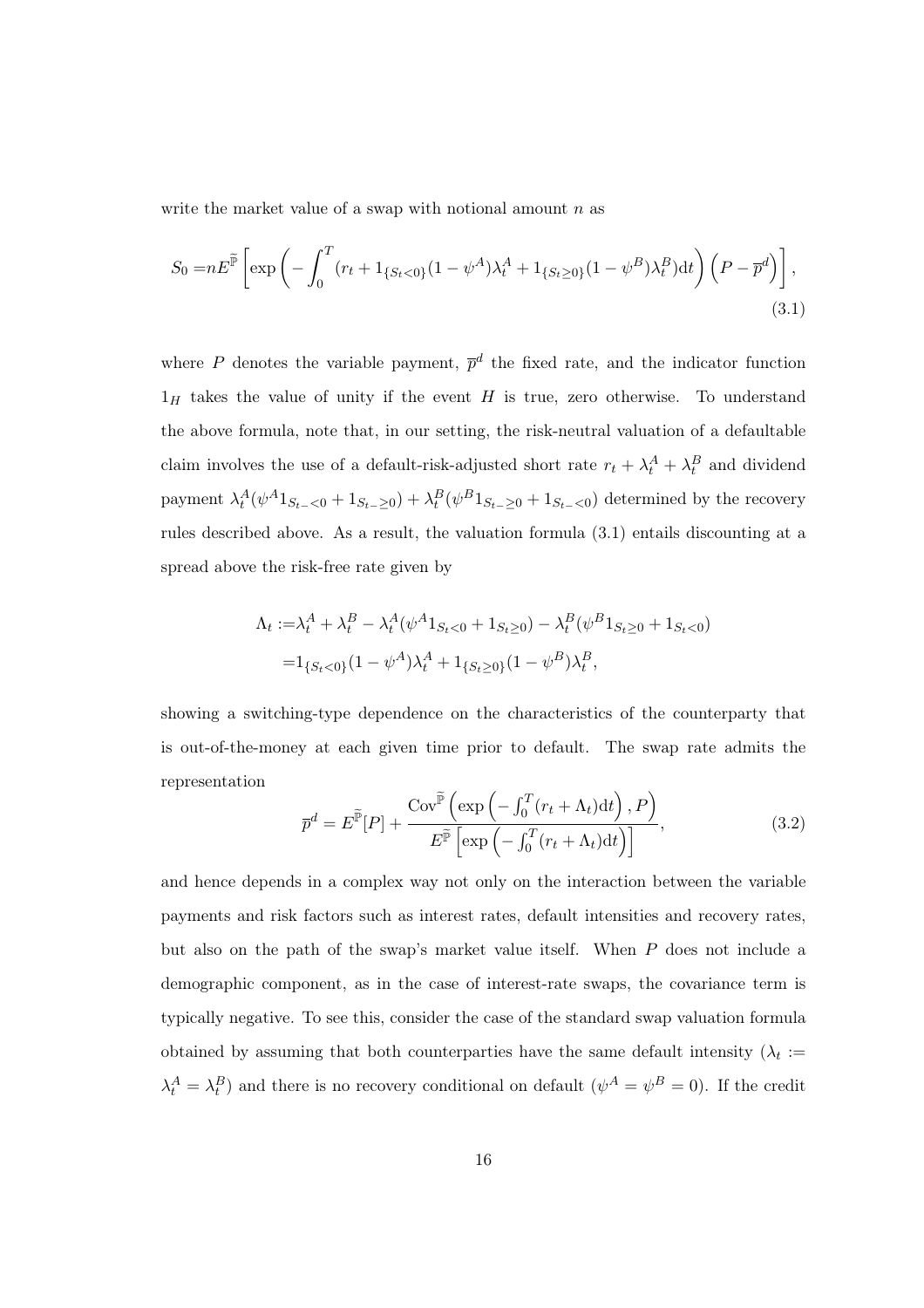write the market value of a swap with notional amount $n$ as

$$
S_0 = nE^{\widetilde{\mathbb{P}}}\left[\exp\left(-\int_0^T (r_t + 1_{\{S_t<0\}}(1-\psi^A)\lambda_t^A + 1_{\{S_t\geq 0\}}(1-\psi^B)\lambda_t^B)\mathrm{d}t\right)\left(P - \overline{p}^d\right)\right], \tag{3.1}
$$

where $P$ denotes the variable payment, $\overline{p}^d$ the fixed rate, and the indicator function $1_H$ takes the value of unity if the event $H$ is true, zero otherwise. To understand the above formula, note that, in our setting, the risk-neutral valuation of a defaultable claim involves the use of a default-risk-adjusted short rate $r_t + \lambda_t^A + \lambda_t^B$ and dividend payment $\lambda_t^A(\psi^A 1_{S_{t-}<0} + 1_{S_{t-}\geq 0}) + \lambda_t^B(\psi^B 1_{S_{t-}\geq 0} + 1_{S_{t-}<0})$ determined by the recovery rules described above. As a result, the valuation formula (3.1) entails discounting at a spread above the risk-free rate given by

$$
\begin{aligned}
\Lambda_t :=& \lambda_t^A + \lambda_t^B - \lambda_t^A(\psi^A 1_{S_t<0} + 1_{S_t\geq 0}) - \lambda_t^B(\psi^B 1_{S_t\geq 0} + 1_{S_t<0}) \\
=& 1_{\{S_t<0\}}(1-\psi^A)\lambda_t^A + 1_{\{S_t\geq 0\}}(1-\psi^B)\lambda_t^B,
\end{aligned}
$$

showing a switching-type dependence on the characteristics of the counterparty that is out-of-the-money at each given time prior to default. The swap rate admits the representation

$$
\overline{p}^d = E^{\widetilde{\mathbb{P}}}[P] + \frac{\mathrm{Cov}^{\widetilde{\mathbb{P}}}\left(\exp\left(-\int_0^T (r_t + \Lambda_t)\mathrm{d}t\right), P\right)}{E^{\widetilde{\mathbb{P}}}\left[\exp\left(-\int_0^T (r_t + \Lambda_t)\mathrm{d}t\right)\right]}, \tag{3.2}
$$

and hence depends in a complex way not only on the interaction between the variable payments and risk factors such as interest rates, default intensities and recovery rates, but also on the path of the swap's market value itself. When $P$ does not include a demographic component, as in the case of interest-rate swaps, the covariance term is typically negative. To see this, consider the case of the standard swap valuation formula obtained by assuming that both counterparties have the same default intensity ($\lambda_t := \lambda_t^A = \lambda_t^B$) and there is no recovery conditional on default ($\psi^A = \psi^B = 0$). If the credit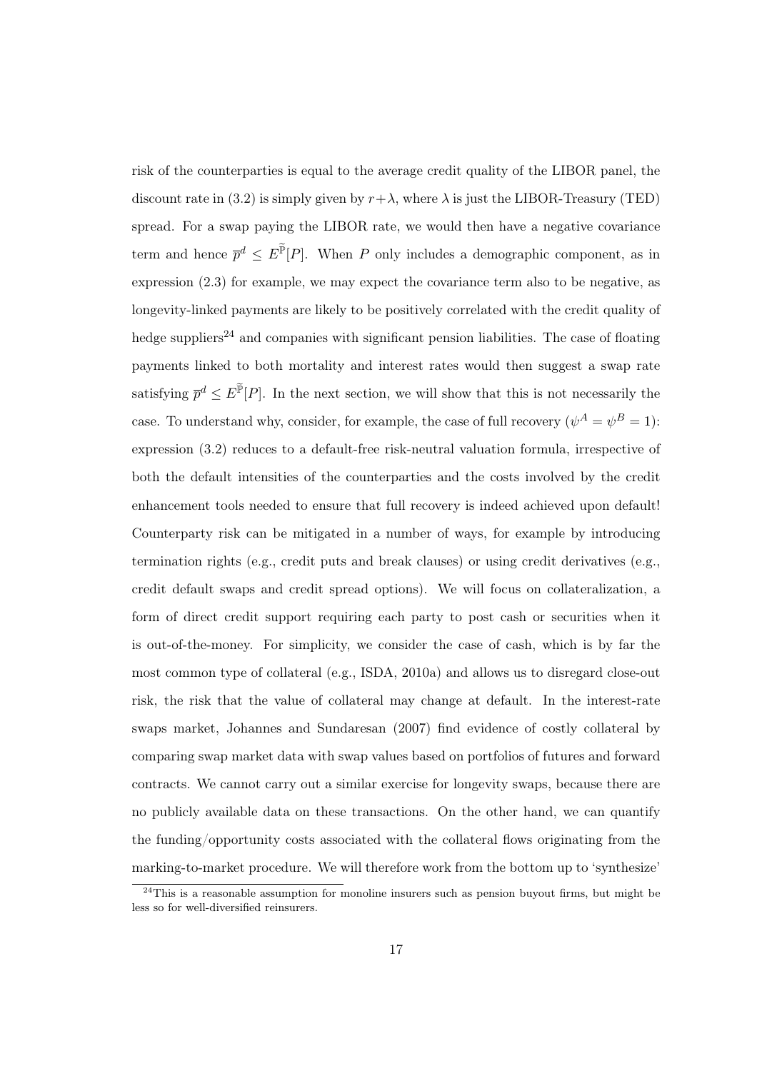risk of the counterparties is equal to the average credit quality of the LIBOR panel, the discount rate in (3.2) is simply given by $r+\lambda$, where $\lambda$ is just the LIBOR-Treasury (TED) spread. For a swap paying the LIBOR rate, we would then have a negative covariance term and hence $\overline{p}^d \leq E^{\tilde{\overline{\mathbb{P}}}}[P]$. When $P$ only includes a demographic component, as in expression (2.3) for example, we may expect the covariance term also to be negative, as longevity-linked payments are likely to be positively correlated with the credit quality of hedge suppliers[24] and companies with significant pension liabilities. The case of floating payments linked to both mortality and interest rates would then suggest a swap rate satisfying $\overline{p}^d \leq E^{\overline{\mathbb{P}}}[P]$. In the next section, we will show that this is not necessarily the case. To understand why, consider, for example, the case of full recovery ($\psi^A = \psi^B = 1$): expression (3.2) reduces to a default-free risk-neutral valuation formula, irrespective of both the default intensities of the counterparties and the costs involved by the credit enhancement tools needed to ensure that full recovery is indeed achieved upon default! Counterparty risk can be mitigated in a number of ways, for example by introducing termination rights (e.g., credit puts and break clauses) or using credit derivatives (e.g., credit default swaps and credit spread options). We will focus on collateralization, a form of direct credit support requiring each party to post cash or securities when it is out-of-the-money. For simplicity, we consider the case of cash, which is by far the most common type of collateral (e.g., ISDA, 2010a) and allows us to disregard close-out risk, the risk that the value of collateral may change at default. In the interest-rate swaps market, Johannes and Sundaresan (2007) find evidence of costly collateral by comparing swap market data with swap values based on portfolios of futures and forward contracts. We cannot carry out a similar exercise for longevity swaps, because there are no publicly available data on these transactions. On the other hand, we can quantify the funding/opportunity costs associated with the collateral flows originating from the marking-to-market procedure. We will therefore work from the bottom up to 'synthesize'

[24]This is a reasonable assumption for monoline insurers such as pension buyout firms, but might be less so for well-diversified reinsurers.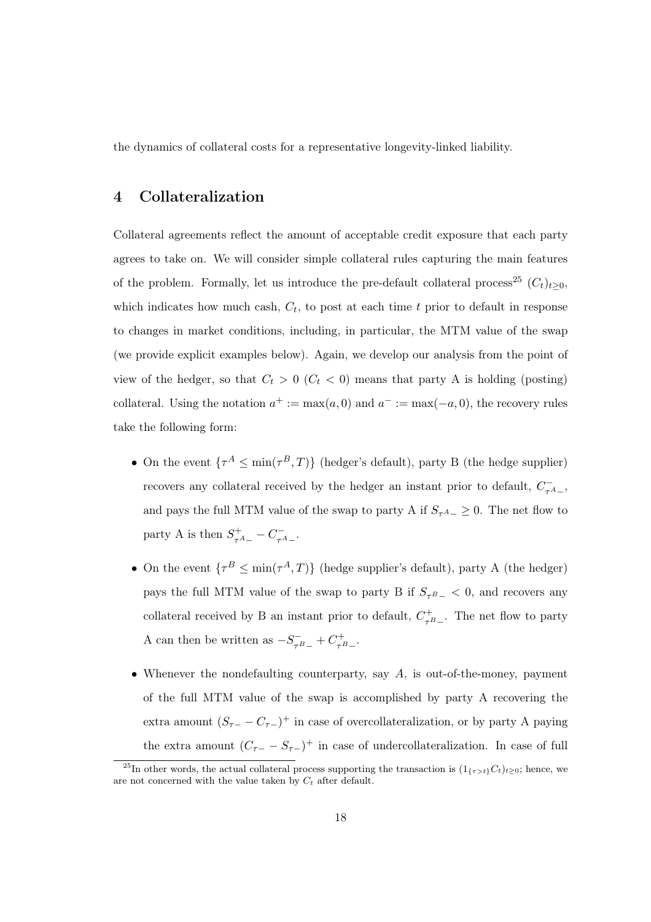the dynamics of collateral costs for a representative longevity-linked liability.

## 4 Collateralization

Collateral agreements reflect the amount of acceptable credit exposure that each party agrees to take on. We will consider simple collateral rules capturing the main features of the problem. Formally, let us introduce the pre-default collateral process[25] $(C_t)_{t\geq 0}$, which indicates how much cash, $C_t$, to post at each time $t$ prior to default in response to changes in market conditions, including, in particular, the MTM value of the swap (we provide explicit examples below). Again, we develop our analysis from the point of view of the hedger, so that $C_t > 0$ ($C_t < 0$) means that party A is holding (posting) collateral. Using the notation $a^+ := \max(a, 0)$ and $a^- := \max(-a, 0)$, the recovery rules take the following form:

- On the event $\{\tau^A \leq \min(\tau^B, T)\}$ (hedger's default), party B (the hedge supplier) recovers any collateral received by the hedger an instant prior to default, $C^-_{\tau^A-}$, and pays the full MTM value of the swap to party A if $S_{\tau^A-} \geq 0$. The net flow to party A is then $S^+_{\tau^A-} - C^-_{\tau^A-}$.
- On the event $\{\tau^B \leq \min(\tau^A, T)\}$ (hedge supplier's default), party A (the hedger) pays the full MTM value of the swap to party B if $S_{\tau^B-} < 0$, and recovers any collateral received by B an instant prior to default, $C^+_{\tau^B-}$. The net flow to party A can then be written as $-S^-_{\tau^B-} + C^+_{\tau^B-}$.
- Whenever the nondefaulting counterparty, say $A$, is out-of-the-money, payment of the full MTM value of the swap is accomplished by party A recovering the extra amount $(S_{\tau-} - C_{\tau-})^+$ in case of overcollateralization, or by party A paying the extra amount $(C_{\tau-} - S_{\tau-})^+$ in case of undercollateralization. In case of full

[25] In other words, the actual collateral process supporting the transaction is $(1_{\{\tau>t\}}C_t)_{t\geq 0}$; hence, we are not concerned with the value taken by $C_t$ after default.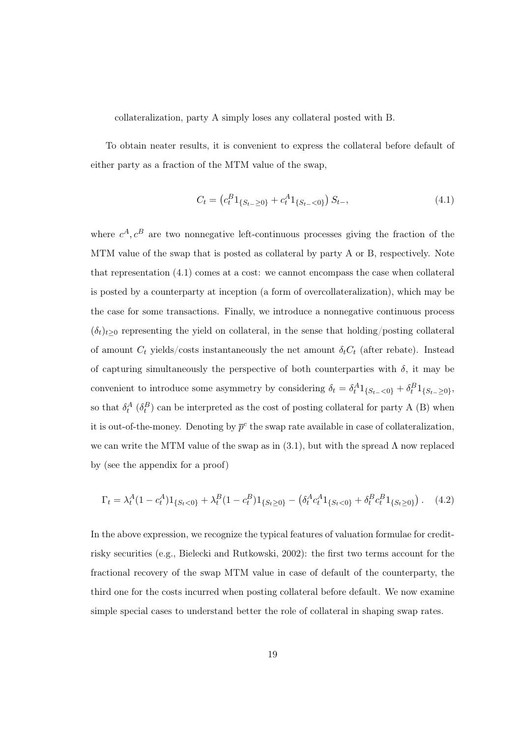collateralization, party A simply loses any collateral posted with B.

To obtain neater results, it is convenient to express the collateral before default of either party as a fraction of the MTM value of the swap,

$$C_t = \left(c_t^B 1_{\{S_{t-}\geq 0\}} + c_t^A 1_{\{S_{t-}<0\}}\right) S_{t-}, \tag{4.1}$$

where $c^A, c^B$ are two nonnegative left-continuous processes giving the fraction of the MTM value of the swap that is posted as collateral by party A or B, respectively. Note that representation (4.1) comes at a cost: we cannot encompass the case when collateral is posted by a counterparty at inception (a form of overcollateralization), which may be the case for some transactions. Finally, we introduce a nonnegative continuous process $(\delta_t)_{t\geq 0}$ representing the yield on collateral, in the sense that holding/posting collateral of amount $C_t$ yields/costs instantaneously the net amount $\delta_t C_t$ (after rebate). Instead of capturing simultaneously the perspective of both counterparties with $\delta$, it may be convenient to introduce some asymmetry by considering $\delta_t = \delta_t^A 1_{\{S_{t-}<0\}} + \delta_t^B 1_{\{S_{t-}\geq 0\}}$, so that $\delta_t^A$ ($\delta_t^B$) can be interpreted as the cost of posting collateral for party A (B) when it is out-of-the-money. Denoting by $\overline{p}^c$ the swap rate available in case of collateralization, we can write the MTM value of the swap as in (3.1), but with the spread $\Lambda$ now replaced by (see the appendix for a proof)

$$\Gamma_t = \lambda_t^A(1-c_t^A)1_{\{S_t<0\}} + \lambda_t^B(1-c_t^B)1_{\{S_t\geq 0\}} - \left(\delta_t^A c_t^A 1_{\{S_t<0\}} + \delta_t^B c_t^B 1_{\{S_t\geq 0\}}\right). \tag{4.2}$$

In the above expression, we recognize the typical features of valuation formulae for credit-risky securities (e.g., Bielecki and Rutkowski, 2002): the first two terms account for the fractional recovery of the swap MTM value in case of default of the counterparty, the third one for the costs incurred when posting collateral before default. We now examine simple special cases to understand better the role of collateral in shaping swap rates.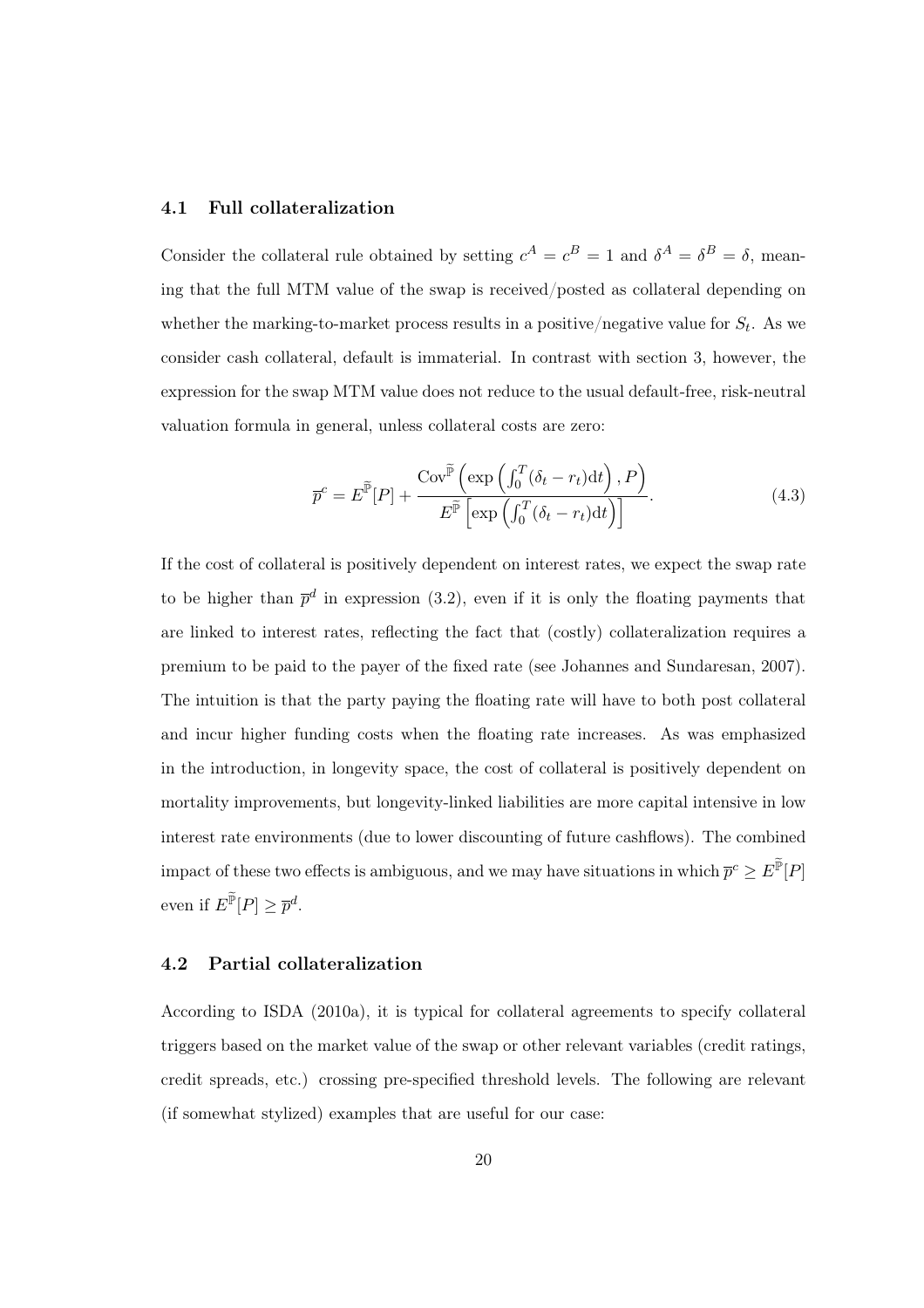### 4.1 Full collateralization

Consider the collateral rule obtained by setting $c^A = c^B = 1$ and $\delta^A = \delta^B = \delta$, meaning that the full MTM value of the swap is received/posted as collateral depending on whether the marking-to-market process results in a positive/negative value for $S_t$. As we consider cash collateral, default is immaterial. In contrast with section 3, however, the expression for the swap MTM value does not reduce to the usual default-free, risk-neutral valuation formula in general, unless collateral costs are zero:

$$\overline{p}^c = E^{\widetilde{\mathbb{P}}}[P] + \frac{\mathrm{Cov}^{\widetilde{\mathbb{P}}}\left(\exp\left(\int_0^T (\delta_t - r_t)\mathrm{d}t\right), P\right)}{E^{\widetilde{\mathbb{P}}}\left[\exp\left(\int_0^T (\delta_t - r_t)\mathrm{d}t\right)\right]}. \tag{4.3}$$

If the cost of collateral is positively dependent on interest rates, we expect the swap rate to be higher than $\overline{p}^d$ in expression (3.2), even if it is only the floating payments that are linked to interest rates, reflecting the fact that (costly) collateralization requires a premium to be paid to the payer of the fixed rate (see Johannes and Sundaresan, 2007). The intuition is that the party paying the floating rate will have to both post collateral and incur higher funding costs when the floating rate increases. As was emphasized in the introduction, in longevity space, the cost of collateral is positively dependent on mortality improvements, but longevity-linked liabilities are more capital intensive in low interest rate environments (due to lower discounting of future cashflows). The combined impact of these two effects is ambiguous, and we may have situations in which $\overline{p}^c \geq E^{\widetilde{\mathbb{P}}}[P]$ even if $E^{\widetilde{\mathbb{P}}}[P] \geq \overline{p}^d$.

### 4.2 Partial collateralization

According to ISDA (2010a), it is typical for collateral agreements to specify collateral triggers based on the market value of the swap or other relevant variables (credit ratings, credit spreads, etc.) crossing pre-specified threshold levels. The following are relevant (if somewhat stylized) examples that are useful for our case: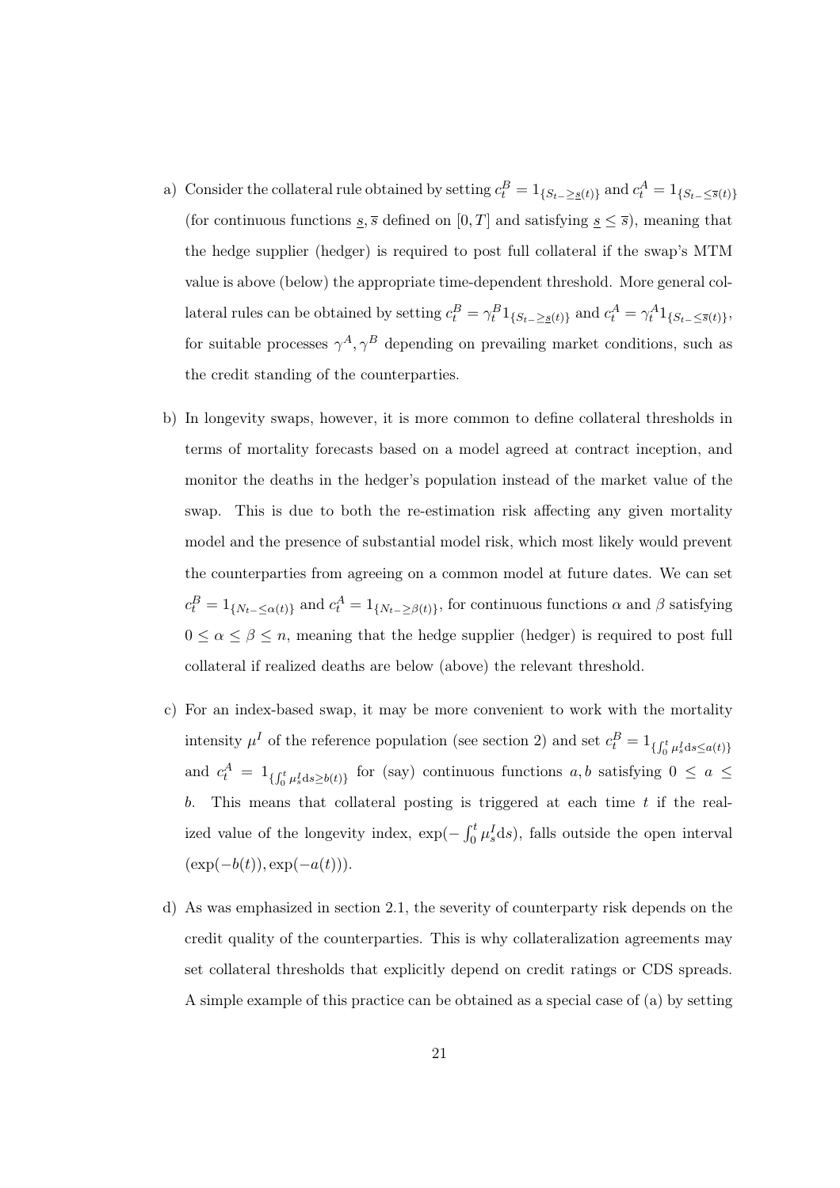a) Consider the collateral rule obtained by setting $c_t^B = 1_{\{S_{t-} \geq \underline{s}(t)\}}$ and $c_t^A = 1_{\{S_{t-} \leq \overline{s}(t)\}}$ (for continuous functions $\underline{s}, \overline{s}$ defined on $[0,T]$ and satisfying $\underline{s} \leq \overline{s}$), meaning that the hedge supplier (hedger) is required to post full collateral if the swap's MTM value is above (below) the appropriate time-dependent threshold. More general collateral rules can be obtained by setting $c_t^B = \gamma_t^B 1_{\{S_{t-} \geq \underline{s}(t)\}}$ and $c_t^A = \gamma_t^A 1_{\{S_{t-} \leq \overline{s}(t)\}}$, for suitable processes $\gamma^A, \gamma^B$ depending on prevailing market conditions, such as the credit standing of the counterparties.

b) In longevity swaps, however, it is more common to define collateral thresholds in terms of mortality forecasts based on a model agreed at contract inception, and monitor the deaths in the hedger's population instead of the market value of the swap. This is due to both the re-estimation risk affecting any given mortality model and the presence of substantial model risk, which most likely would prevent the counterparties from agreeing on a common model at future dates. We can set $c_t^B = 1_{\{N_{t-} \leq \alpha(t)\}}$ and $c_t^A = 1_{\{N_{t-} \geq \beta(t)\}}$, for continuous functions $\alpha$ and $\beta$ satisfying $0 \leq \alpha \leq \beta \leq n$, meaning that the hedge supplier (hedger) is required to post full collateral if realized deaths are below (above) the relevant threshold.

c) For an index-based swap, it may be more convenient to work with the mortality intensity $\mu^I$ of the reference population (see section 2) and set $c_t^B = 1_{\{\int_0^t \mu_s^I \mathrm{d}s \leq a(t)\}}$ and $c_t^A = 1_{\{\int_0^t \mu_s^I \mathrm{d}s \geq b(t)\}}$ for (say) continuous functions $a, b$ satisfying $0 \leq a \leq b$. This means that collateral posting is triggered at each time $t$ if the realized value of the longevity index, $\exp(-\int_0^t \mu_s^I \mathrm{d}s)$, falls outside the open interval $(\exp(-b(t)), \exp(-a(t)))$.

d) As was emphasized in section 2.1, the severity of counterparty risk depends on the credit quality of the counterparties. This is why collateralization agreements may set collateral thresholds that explicitly depend on credit ratings or CDS spreads. A simple example of this practice can be obtained as a special case of (a) by setting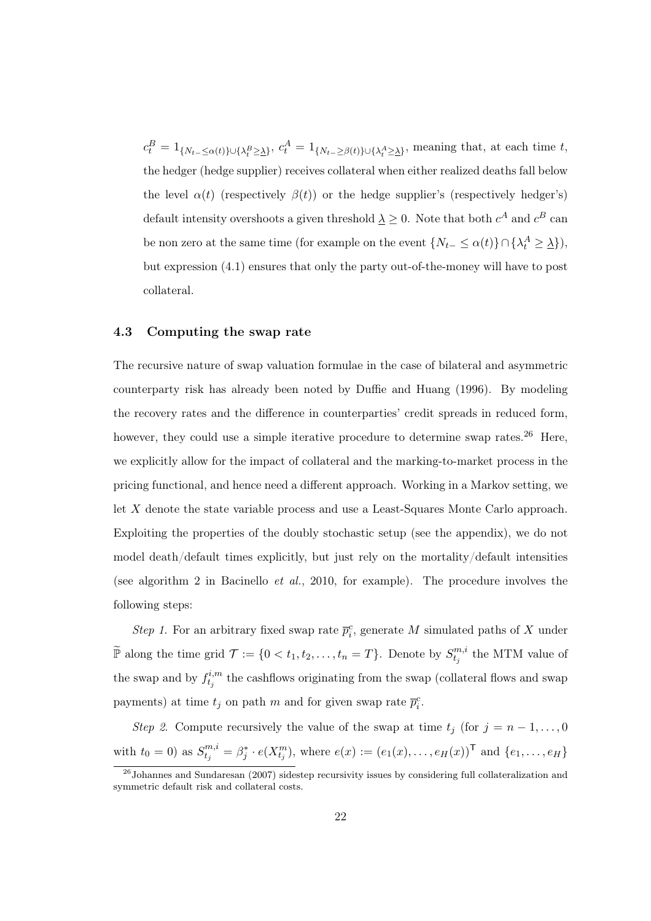$c_t^B = 1_{\{N_{t-} \leq \alpha(t)\} \cup \{\lambda_t^B \geq \underline{\lambda}\}}$, $c_t^A = 1_{\{N_{t-} \geq \beta(t)\} \cup \{\lambda_t^A \geq \underline{\lambda}\}}$, meaning that, at each time $t$, the hedger (hedge supplier) receives collateral when either realized deaths fall below the level $\alpha(t)$ (respectively $\beta(t)$) or the hedge supplier's (respectively hedger's) default intensity overshoots a given threshold $\underline{\lambda} \geq 0$. Note that both $c^A$ and $c^B$ can be non zero at the same time (for example on the event $\{N_{t-} \leq \alpha(t)\} \cap \{\lambda_t^A \geq \underline{\lambda}\}$), but expression (4.1) ensures that only the party out-of-the-money will have to post collateral.

### 4.3 Computing the swap rate

The recursive nature of swap valuation formulae in the case of bilateral and asymmetric counterparty risk has already been noted by Duffie and Huang (1996). By modeling the recovery rates and the difference in counterparties' credit spreads in reduced form, however, they could use a simple iterative procedure to determine swap rates.[26] Here, we explicitly allow for the impact of collateral and the marking-to-market process in the pricing functional, and hence need a different approach. Working in a Markov setting, we let $X$ denote the state variable process and use a Least-Squares Monte Carlo approach. Exploiting the properties of the doubly stochastic setup (see the appendix), we do not model death/default times explicitly, but just rely on the mortality/default intensities (see algorithm 2 in Bacinello *et al.*, 2010, for example). The procedure involves the following steps:

*Step 1.* For an arbitrary fixed swap rate $\overline{p}_i^c$, generate $M$ simulated paths of $X$ under $\widetilde{\mathbb{P}}$ along the time grid $\mathcal{T} := \{0 < t_1, t_2, \ldots, t_n = T\}$. Denote by $S_{t_j}^{m,i}$ the MTM value of the swap and by $f_{t_j}^{i,m}$ the cashflows originating from the swap (collateral flows and swap payments) at time $t_j$ on path $m$ and for given swap rate $\overline{p}_i^c$.

*Step 2.* Compute recursively the value of the swap at time $t_j$ (for $j = n-1, \ldots, 0$ with $t_0 = 0$) as $S_{t_j}^{m,i} = \beta_j^* \cdot e(X_{t_j}^m)$, where $e(x) := (e_1(x), \ldots, e_H(x))^\mathsf{T}$ and $\{e_1, \ldots, e_H\}$

[26] Johannes and Sundaresan (2007) sidestep recursivity issues by considering full collateralization and symmetric default risk and collateral costs.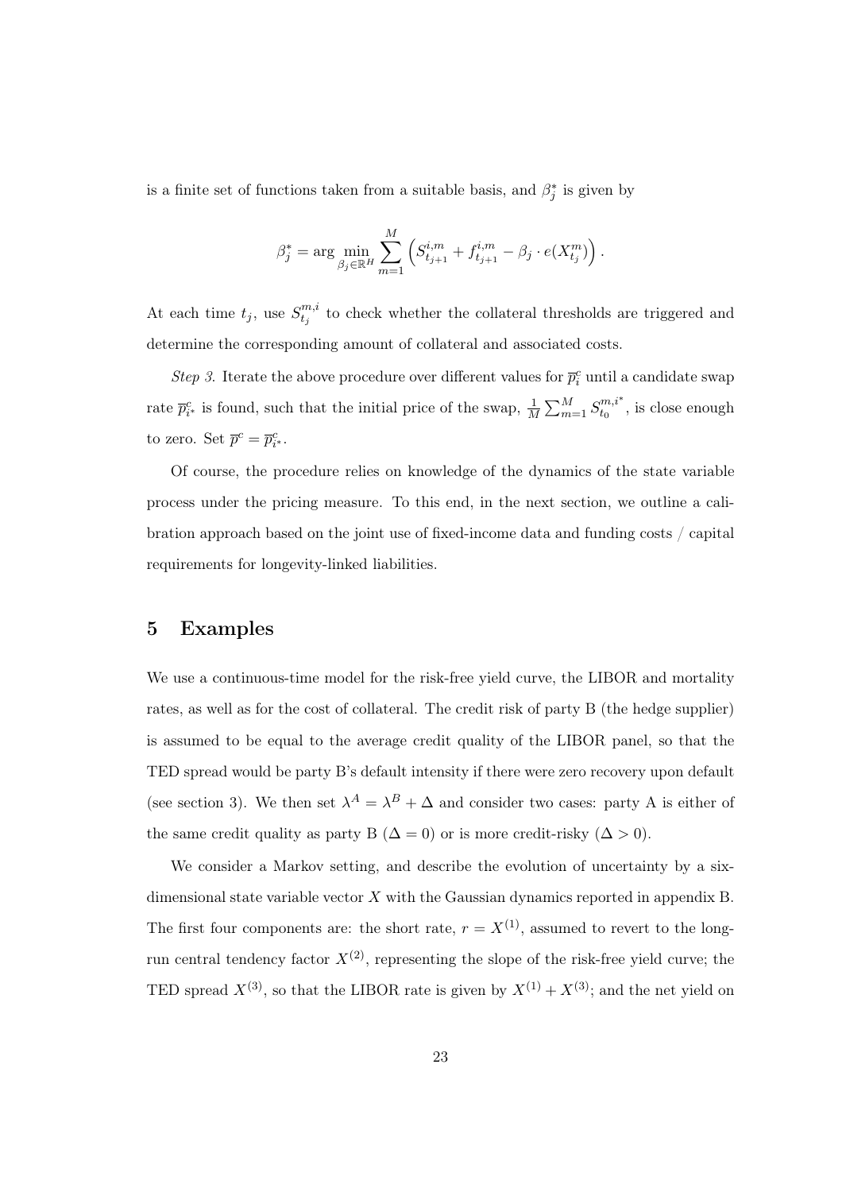is a finite set of functions taken from a suitable basis, and $\beta_j^*$ is given by

$$\beta_j^* = \arg\min_{\beta_j \in \mathbb{R}^H} \sum_{m=1}^{M} \left( S_{t_{j+1}}^{i,m} + f_{t_{j+1}}^{i,m} - \beta_j \cdot e(X_{t_j}^m) \right).$$

At each time $t_j$, use $S_{t_j}^{m,i}$ to check whether the collateral thresholds are triggered and determine the corresponding amount of collateral and associated costs.

*Step 3.* Iterate the above procedure over different values for $\overline{p}_i^c$ until a candidate swap rate $\overline{p}_{i^*}^c$ is found, such that the initial price of the swap, $\frac{1}{M}\sum_{m=1}^{M} S_{t_0}^{m,i^*}$, is close enough to zero. Set $\overline{p}^c = \overline{p}_{i^*}^c$.

Of course, the procedure relies on knowledge of the dynamics of the state variable process under the pricing measure. To this end, in the next section, we outline a calibration approach based on the joint use of fixed-income data and funding costs / capital requirements for longevity-linked liabilities.

## 5 Examples

We use a continuous-time model for the risk-free yield curve, the LIBOR and mortality rates, as well as for the cost of collateral. The credit risk of party B (the hedge supplier) is assumed to be equal to the average credit quality of the LIBOR panel, so that the TED spread would be party B's default intensity if there were zero recovery upon default (see section 3). We then set $\lambda^A = \lambda^B + \Delta$ and consider two cases: party A is either of the same credit quality as party B ($\Delta = 0$) or is more credit-risky ($\Delta > 0$).

We consider a Markov setting, and describe the evolution of uncertainty by a six-dimensional state variable vector $X$ with the Gaussian dynamics reported in appendix B. The first four components are: the short rate, $r = X^{(1)}$, assumed to revert to the long-run central tendency factor $X^{(2)}$, representing the slope of the risk-free yield curve; the TED spread $X^{(3)}$, so that the LIBOR rate is given by $X^{(1)} + X^{(3)}$; and the net yield on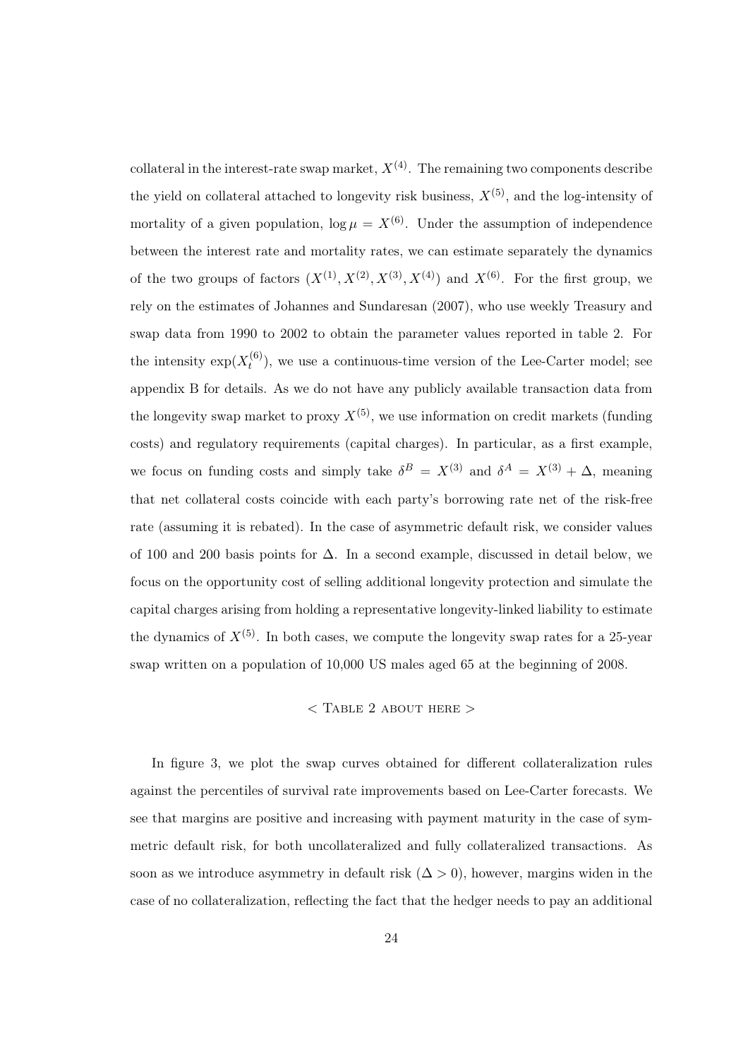collateral in the interest-rate swap market, $X^{(4)}$. The remaining two components describe the yield on collateral attached to longevity risk business, $X^{(5)}$, and the log-intensity of mortality of a given population, $\log \mu = X^{(6)}$. Under the assumption of independence between the interest rate and mortality rates, we can estimate separately the dynamics of the two groups of factors $(X^{(1)}, X^{(2)}, X^{(3)}, X^{(4)})$ and $X^{(6)}$. For the first group, we rely on the estimates of Johannes and Sundaresan (2007), who use weekly Treasury and swap data from 1990 to 2002 to obtain the parameter values reported in table 2. For the intensity $\exp(X_t^{(6)})$, we use a continuous-time version of the Lee-Carter model; see appendix B for details. As we do not have any publicly available transaction data from the longevity swap market to proxy $X^{(5)}$, we use information on credit markets (funding costs) and regulatory requirements (capital charges). In particular, as a first example, we focus on funding costs and simply take $\delta^B = X^{(3)}$ and $\delta^A = X^{(3)} + \Delta$, meaning that net collateral costs coincide with each party's borrowing rate net of the risk-free rate (assuming it is rebated). In the case of asymmetric default risk, we consider values of 100 and 200 basis points for $\Delta$. In a second example, discussed in detail below, we focus on the opportunity cost of selling additional longevity protection and simulate the capital charges arising from holding a representative longevity-linked liability to estimate the dynamics of $X^{(5)}$. In both cases, we compute the longevity swap rates for a 25-year swap written on a population of 10,000 US males aged 65 at the beginning of 2008.

< Table 2 about here >

In figure 3, we plot the swap curves obtained for different collateralization rules against the percentiles of survival rate improvements based on Lee-Carter forecasts. We see that margins are positive and increasing with payment maturity in the case of symmetric default risk, for both uncollateralized and fully collateralized transactions. As soon as we introduce asymmetry in default risk ($\Delta > 0$), however, margins widen in the case of no collateralization, reflecting the fact that the hedger needs to pay an additional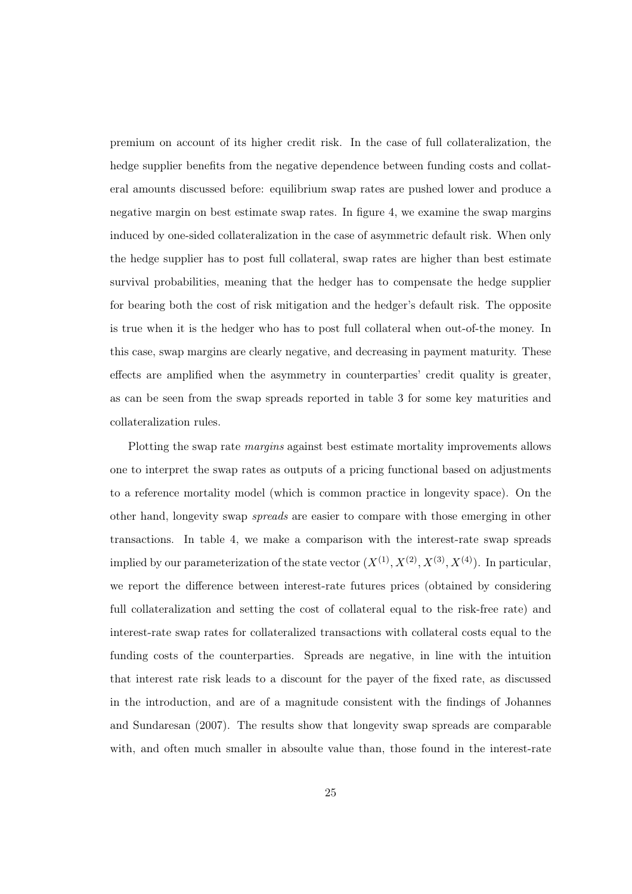premium on account of its higher credit risk. In the case of full collateralization, the hedge supplier benefits from the negative dependence between funding costs and collateral amounts discussed before: equilibrium swap rates are pushed lower and produce a negative margin on best estimate swap rates. In figure 4, we examine the swap margins induced by one-sided collateralization in the case of asymmetric default risk. When only the hedge supplier has to post full collateral, swap rates are higher than best estimate survival probabilities, meaning that the hedger has to compensate the hedge supplier for bearing both the cost of risk mitigation and the hedger's default risk. The opposite is true when it is the hedger who has to post full collateral when out-of-the money. In this case, swap margins are clearly negative, and decreasing in payment maturity. These effects are amplified when the asymmetry in counterparties' credit quality is greater, as can be seen from the swap spreads reported in table 3 for some key maturities and collateralization rules.

Plotting the swap rate *margins* against best estimate mortality improvements allows one to interpret the swap rates as outputs of a pricing functional based on adjustments to a reference mortality model (which is common practice in longevity space). On the other hand, longevity swap *spreads* are easier to compare with those emerging in other transactions. In table 4, we make a comparison with the interest-rate swap spreads implied by our parameterization of the state vector $(X^{(1)}, X^{(2)}, X^{(3)}, X^{(4)})$. In particular, we report the difference between interest-rate futures prices (obtained by considering full collateralization and setting the cost of collateral equal to the risk-free rate) and interest-rate swap rates for collateralized transactions with collateral costs equal to the funding costs of the counterparties. Spreads are negative, in line with the intuition that interest rate risk leads to a discount for the payer of the fixed rate, as discussed in the introduction, and are of a magnitude consistent with the findings of Johannes and Sundaresan (2007). The results show that longevity swap spreads are comparable with, and often much smaller in absoulte value than, those found in the interest-rate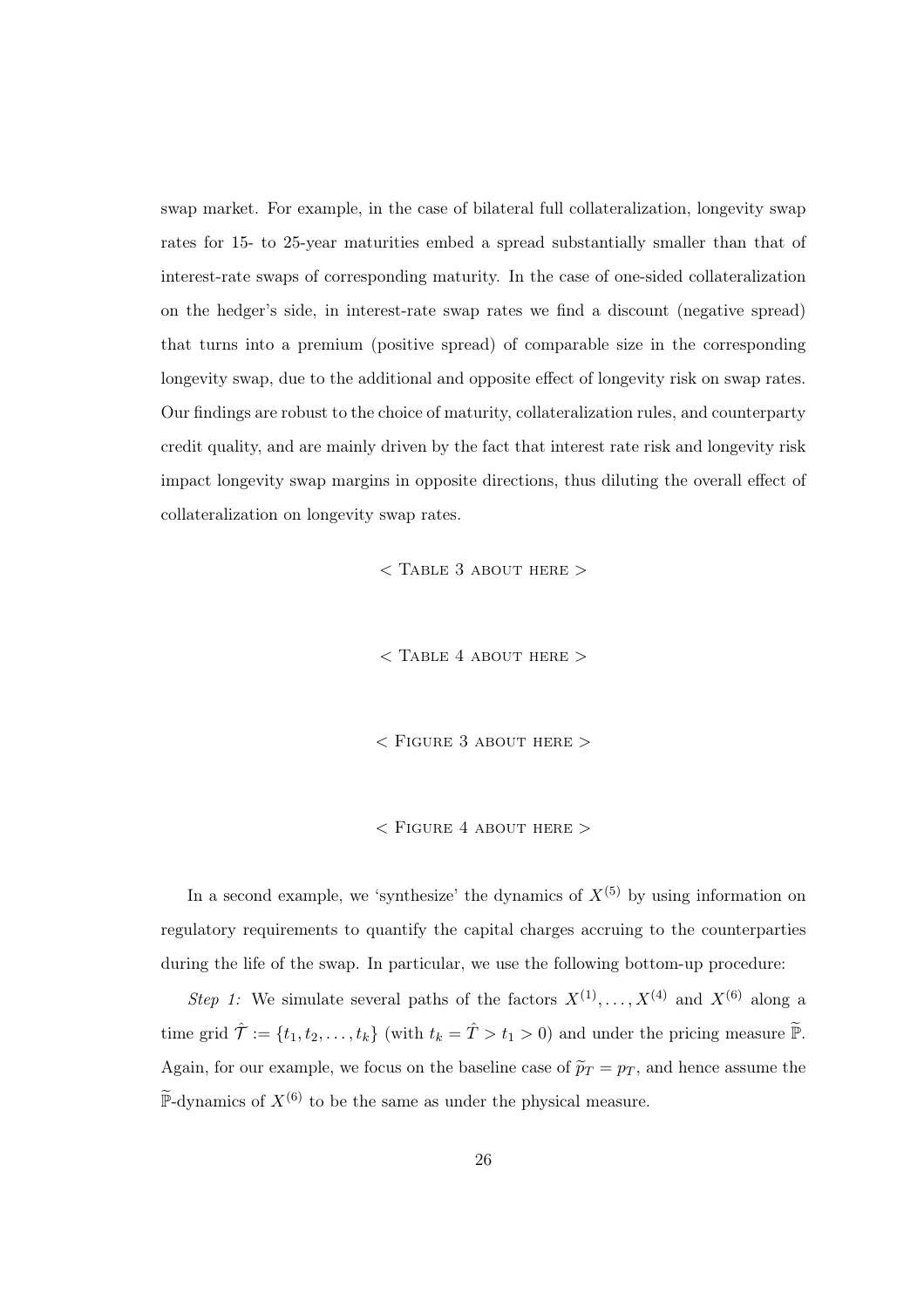swap market. For example, in the case of bilateral full collateralization, longevity swap rates for 15- to 25-year maturities embed a spread substantially smaller than that of interest-rate swaps of corresponding maturity. In the case of one-sided collateralization on the hedger's side, in interest-rate swap rates we find a discount (negative spread) that turns into a premium (positive spread) of comparable size in the corresponding longevity swap, due to the additional and opposite effect of longevity risk on swap rates. Our findings are robust to the choice of maturity, collateralization rules, and counterparty credit quality, and are mainly driven by the fact that interest rate risk and longevity risk impact longevity swap margins in opposite directions, thus diluting the overall effect of collateralization on longevity swap rates.

< Table 3 about here >

< Table 4 about here >

< Figure 3 about here >

< Figure 4 about here >

In a second example, we 'synthesize' the dynamics of $X^{(5)}$ by using information on regulatory requirements to quantify the capital charges accruing to the counterparties during the life of the swap. In particular, we use the following bottom-up procedure:

*Step 1:* We simulate several paths of the factors $X^{(1)}, \ldots, X^{(4)}$ and $X^{(6)}$ along a time grid $\hat{\mathcal{T}} := \{t_1, t_2, \ldots, t_k\}$ (with $t_k = \hat{T} > t_1 > 0$) and under the pricing measure $\widetilde{\mathbb{P}}$. Again, for our example, we focus on the baseline case of $\widetilde{p}_T = p_T$, and hence assume the $\widetilde{\mathbb{P}}$-dynamics of $X^{(6)}$ to be the same as under the physical measure.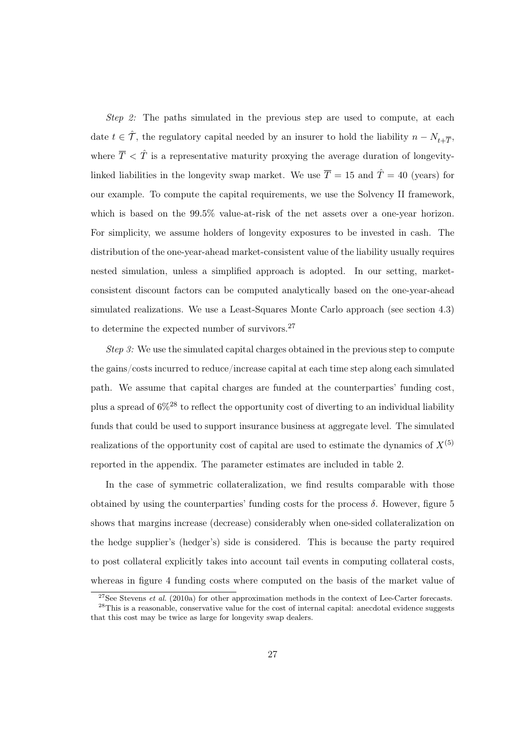*Step 2:* The paths simulated in the previous step are used to compute, at each date $t \in \hat{\mathcal{T}}$, the regulatory capital needed by an insurer to hold the liability $n - N_{t+\overline{T}}$, where $\overline{T} < \hat{T}$ is a representative maturity proxying the average duration of longevity-linked liabilities in the longevity swap market. We use $\overline{T} = 15$ and $\hat{T} = 40$ (years) for our example. To compute the capital requirements, we use the Solvency II framework, which is based on the 99.5% value-at-risk of the net assets over a one-year horizon. For simplicity, we assume holders of longevity exposures to be invested in cash. The distribution of the one-year-ahead market-consistent value of the liability usually requires nested simulation, unless a simplified approach is adopted. In our setting, market-consistent discount factors can be computed analytically based on the one-year-ahead simulated realizations. We use a Least-Squares Monte Carlo approach (see section 4.3) to determine the expected number of survivors.[27]

*Step 3:* We use the simulated capital charges obtained in the previous step to compute the gains/costs incurred to reduce/increase capital at each time step along each simulated path. We assume that capital charges are funded at the counterparties' funding cost, plus a spread of 6%[28] to reflect the opportunity cost of diverting to an individual liability funds that could be used to support insurance business at aggregate level. The simulated realizations of the opportunity cost of capital are used to estimate the dynamics of $X^{(5)}$ reported in the appendix. The parameter estimates are included in table 2.

In the case of symmetric collateralization, we find results comparable with those obtained by using the counterparties' funding costs for the process $\delta$. However, figure 5 shows that margins increase (decrease) considerably when one-sided collateralization on the hedge supplier's (hedger's) side is considered. This is because the party required to post collateral explicitly takes into account tail events in computing collateral costs, whereas in figure 4 funding costs where computed on the basis of the market value of

[27] See Stevens *et al.* (2010a) for other approximation methods in the context of Lee-Carter forecasts.

[28] This is a reasonable, conservative value for the cost of internal capital: anecdotal evidence suggests that this cost may be twice as large for longevity swap dealers.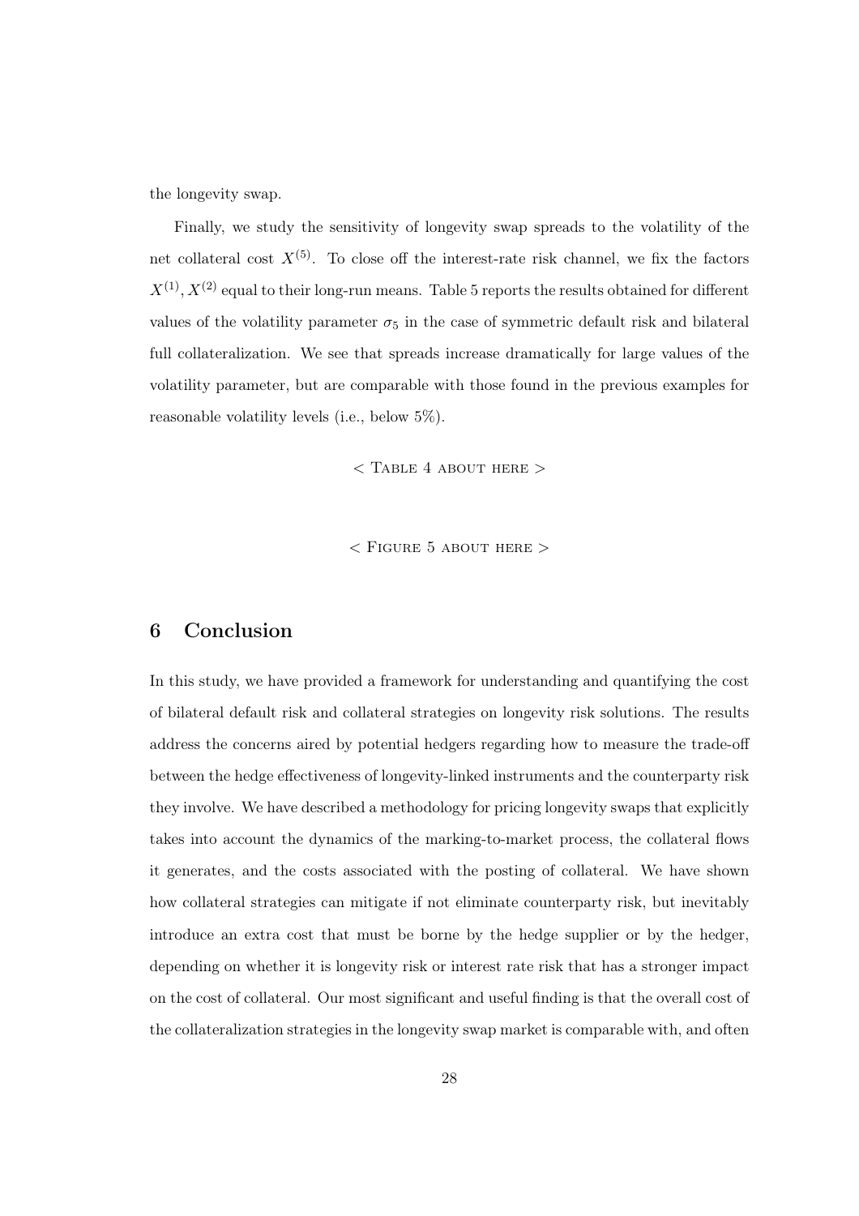the longevity swap.

Finally, we study the sensitivity of longevity swap spreads to the volatility of the net collateral cost $X^{(5)}$. To close off the interest-rate risk channel, we fix the factors $X^{(1)}, X^{(2)}$ equal to their long-run means. Table 5 reports the results obtained for different values of the volatility parameter $\sigma_5$ in the case of symmetric default risk and bilateral full collateralization. We see that spreads increase dramatically for large values of the volatility parameter, but are comparable with those found in the previous examples for reasonable volatility levels (i.e., below 5%).

< Table 4 about here >

< Figure 5 about here >

## 6 Conclusion

In this study, we have provided a framework for understanding and quantifying the cost of bilateral default risk and collateral strategies on longevity risk solutions. The results address the concerns aired by potential hedgers regarding how to measure the trade-off between the hedge effectiveness of longevity-linked instruments and the counterparty risk they involve. We have described a methodology for pricing longevity swaps that explicitly takes into account the dynamics of the marking-to-market process, the collateral flows it generates, and the costs associated with the posting of collateral. We have shown how collateral strategies can mitigate if not eliminate counterparty risk, but inevitably introduce an extra cost that must be borne by the hedge supplier or by the hedger, depending on whether it is longevity risk or interest rate risk that has a stronger impact on the cost of collateral. Our most significant and useful finding is that the overall cost of the collateralization strategies in the longevity swap market is comparable with, and often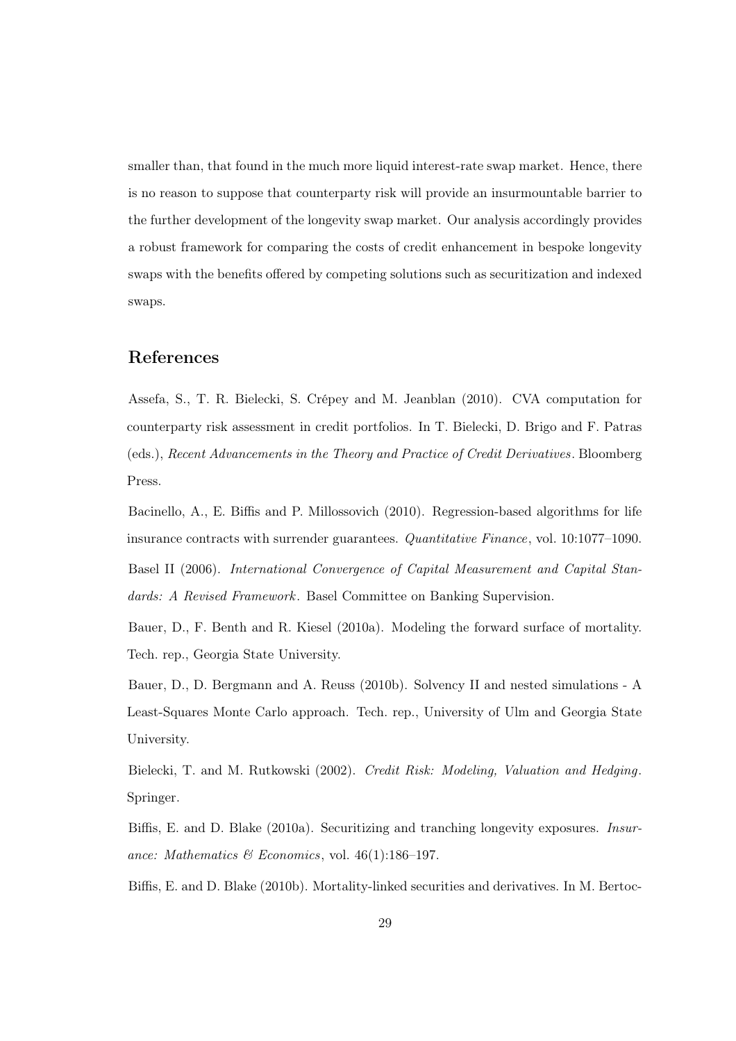smaller than, that found in the much more liquid interest-rate swap market. Hence, there is no reason to suppose that counterparty risk will provide an insurmountable barrier to the further development of the longevity swap market. Our analysis accordingly provides a robust framework for comparing the costs of credit enhancement in bespoke longevity swaps with the benefits offered by competing solutions such as securitization and indexed swaps.

## References

Assefa, S., T. R. Bielecki, S. Crépey and M. Jeanblan (2010). CVA computation for counterparty risk assessment in credit portfolios. In T. Bielecki, D. Brigo and F. Patras (eds.), *Recent Advancements in the Theory and Practice of Credit Derivatives*. Bloomberg Press.

Bacinello, A., E. Biffis and P. Millossovich (2010). Regression-based algorithms for life insurance contracts with surrender guarantees. *Quantitative Finance*, vol. 10:1077–1090.

Basel II (2006). *International Convergence of Capital Measurement and Capital Standards: A Revised Framework*. Basel Committee on Banking Supervision.

Bauer, D., F. Benth and R. Kiesel (2010a). Modeling the forward surface of mortality. Tech. rep., Georgia State University.

Bauer, D., D. Bergmann and A. Reuss (2010b). Solvency II and nested simulations - A Least-Squares Monte Carlo approach. Tech. rep., University of Ulm and Georgia State University.

Bielecki, T. and M. Rutkowski (2002). *Credit Risk: Modeling, Valuation and Hedging*. Springer.

Biffis, E. and D. Blake (2010a). Securitizing and tranching longevity exposures. *Insurance: Mathematics & Economics*, vol. 46(1):186–197.

Biffis, E. and D. Blake (2010b). Mortality-linked securities and derivatives. In M. Bertoc-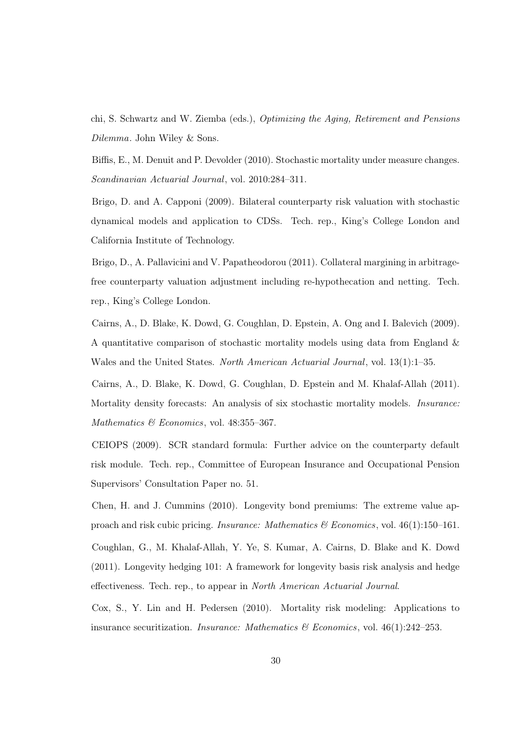chi, S. Schwartz and W. Ziemba (eds.), *Optimizing the Aging, Retirement and Pensions Dilemma*. John Wiley & Sons.

Biffis, E., M. Denuit and P. Devolder (2010). Stochastic mortality under measure changes. *Scandinavian Actuarial Journal*, vol. 2010:284–311.

Brigo, D. and A. Capponi (2009). Bilateral counterparty risk valuation with stochastic dynamical models and application to CDSs. Tech. rep., King's College London and California Institute of Technology.

Brigo, D., A. Pallavicini and V. Papatheodorou (2011). Collateral margining in arbitrage-free counterparty valuation adjustment including re-hypothecation and netting. Tech. rep., King's College London.

Cairns, A., D. Blake, K. Dowd, G. Coughlan, D. Epstein, A. Ong and I. Balevich (2009). A quantitative comparison of stochastic mortality models using data from England & Wales and the United States. *North American Actuarial Journal*, vol. 13(1):1–35.

Cairns, A., D. Blake, K. Dowd, G. Coughlan, D. Epstein and M. Khalaf-Allah (2011). Mortality density forecasts: An analysis of six stochastic mortality models. *Insurance: Mathematics & Economics*, vol. 48:355–367.

CEIOPS (2009). SCR standard formula: Further advice on the counterparty default risk module. Tech. rep., Committee of European Insurance and Occupational Pension Supervisors' Consultation Paper no. 51.

Chen, H. and J. Cummins (2010). Longevity bond premiums: The extreme value approach and risk cubic pricing. *Insurance: Mathematics & Economics*, vol. 46(1):150–161.

Coughlan, G., M. Khalaf-Allah, Y. Ye, S. Kumar, A. Cairns, D. Blake and K. Dowd (2011). Longevity hedging 101: A framework for longevity basis risk analysis and hedge effectiveness. Tech. rep., to appear in *North American Actuarial Journal*.

Cox, S., Y. Lin and H. Pedersen (2010). Mortality risk modeling: Applications to insurance securitization. *Insurance: Mathematics & Economics*, vol. 46(1):242–253.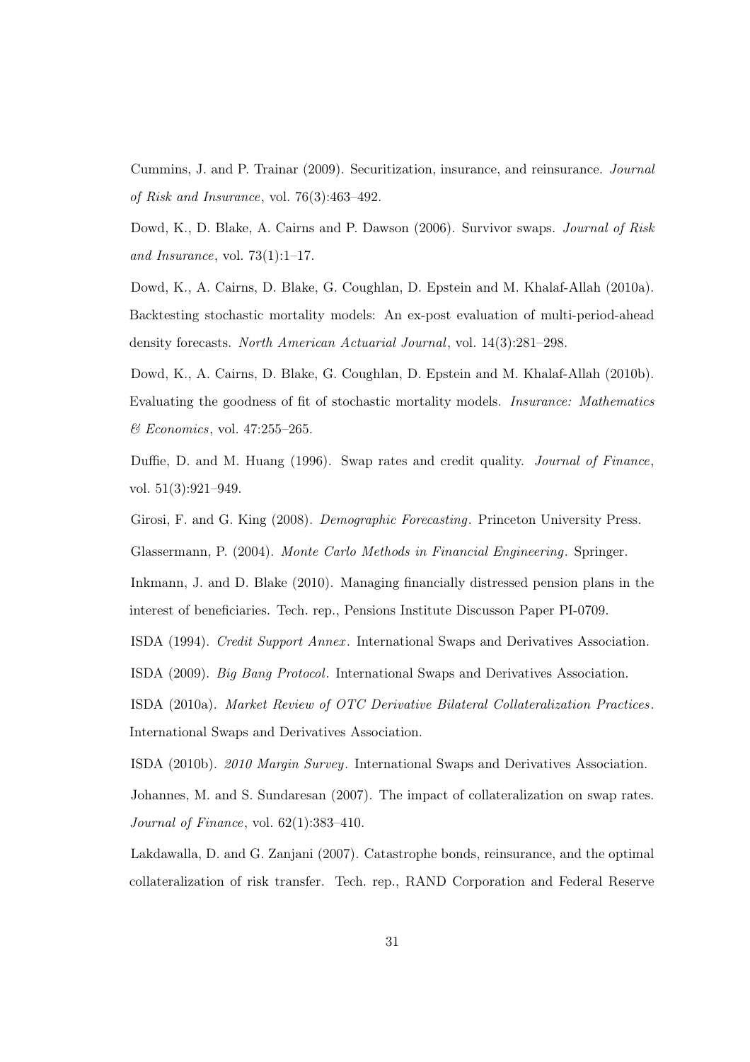Cummins, J. and P. Trainar (2009). Securitization, insurance, and reinsurance. *Journal of Risk and Insurance*, vol. 76(3):463–492.

Dowd, K., D. Blake, A. Cairns and P. Dawson (2006). Survivor swaps. *Journal of Risk and Insurance*, vol. 73(1):1–17.

Dowd, K., A. Cairns, D. Blake, G. Coughlan, D. Epstein and M. Khalaf-Allah (2010a). Backtesting stochastic mortality models: An ex-post evaluation of multi-period-ahead density forecasts. *North American Actuarial Journal*, vol. 14(3):281–298.

Dowd, K., A. Cairns, D. Blake, G. Coughlan, D. Epstein and M. Khalaf-Allah (2010b). Evaluating the goodness of fit of stochastic mortality models. *Insurance: Mathematics & Economics*, vol. 47:255–265.

Duffie, D. and M. Huang (1996). Swap rates and credit quality. *Journal of Finance*, vol. 51(3):921–949.

Girosi, F. and G. King (2008). *Demographic Forecasting*. Princeton University Press.

Glassermann, P. (2004). *Monte Carlo Methods in Financial Engineering*. Springer.

Inkmann, J. and D. Blake (2010). Managing financially distressed pension plans in the interest of beneficiaries. Tech. rep., Pensions Institute Discusson Paper PI-0709.

ISDA (1994). *Credit Support Annex*. International Swaps and Derivatives Association.

ISDA (2009). *Big Bang Protocol*. International Swaps and Derivatives Association.

ISDA (2010a). *Market Review of OTC Derivative Bilateral Collateralization Practices*. International Swaps and Derivatives Association.

ISDA (2010b). *2010 Margin Survey*. International Swaps and Derivatives Association.

Johannes, M. and S. Sundaresan (2007). The impact of collateralization on swap rates. *Journal of Finance*, vol. 62(1):383–410.

Lakdawalla, D. and G. Zanjani (2007). Catastrophe bonds, reinsurance, and the optimal collateralization of risk transfer. Tech. rep., RAND Corporation and Federal Reserve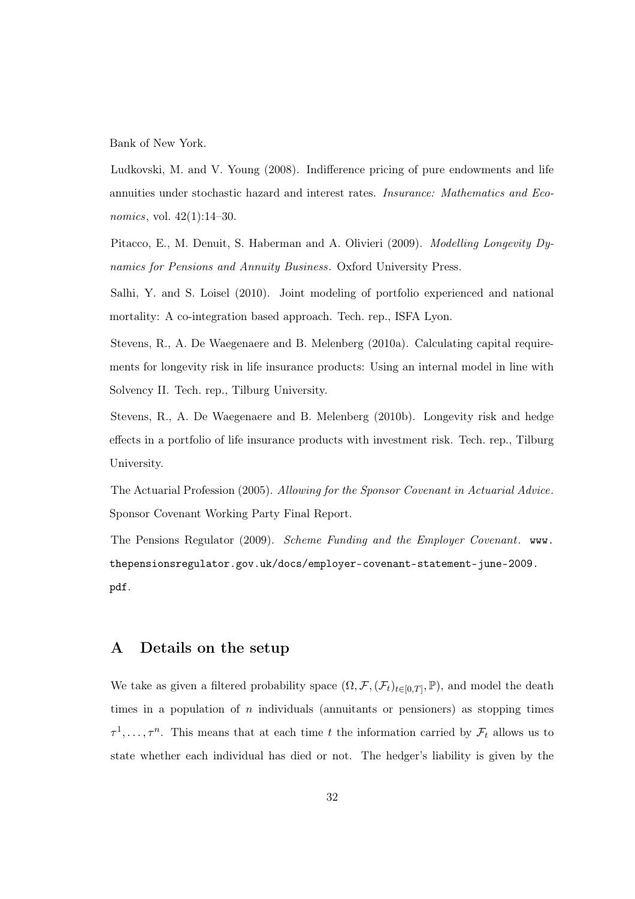Bank of New York.

Ludkovski, M. and V. Young (2008). Indifference pricing of pure endowments and life annuities under stochastic hazard and interest rates. *Insurance: Mathematics and Economics*, vol. 42(1):14–30.

Pitacco, E., M. Denuit, S. Haberman and A. Olivieri (2009). *Modelling Longevity Dynamics for Pensions and Annuity Business*. Oxford University Press.

Salhi, Y. and S. Loisel (2010). Joint modeling of portfolio experienced and national mortality: A co-integration based approach. Tech. rep., ISFA Lyon.

Stevens, R., A. De Waegenaere and B. Melenberg (2010a). Calculating capital requirements for longevity risk in life insurance products: Using an internal model in line with Solvency II. Tech. rep., Tilburg University.

Stevens, R., A. De Waegenaere and B. Melenberg (2010b). Longevity risk and hedge effects in a portfolio of life insurance products with investment risk. Tech. rep., Tilburg University.

The Actuarial Profession (2005). *Allowing for the Sponsor Covenant in Actuarial Advice*. Sponsor Covenant Working Party Final Report.

The Pensions Regulator (2009). *Scheme Funding and the Employer Covenant*. `www.thepensionsregulator.gov.uk/docs/employer-covenant-statement-june-2009.pdf`.

## A Details on the setup

We take as given a filtered probability space $(\Omega, \mathcal{F}, (\mathcal{F}_t)_{t\in[0,T]}, \mathbb{P})$, and model the death times in a population of $n$ individuals (annuitants or pensioners) as stopping times $\tau^1, \dots, \tau^n$. This means that at each time $t$ the information carried by $\mathcal{F}_t$ allows us to state whether each individual has died or not. The hedger's liability is given by the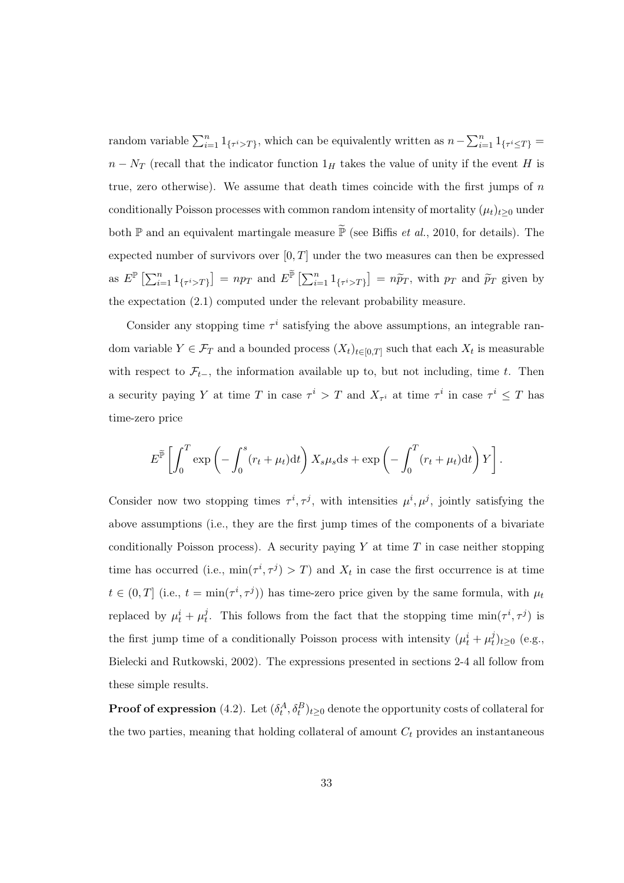random variable $\sum_{i=1}^{n} 1_{\{\tau^i > T\}}$, which can be equivalently written as $n - \sum_{i=1}^{n} 1_{\{\tau^i \leq T\}} = n - N_T$ (recall that the indicator function $1_H$ takes the value of unity if the event $H$ is true, zero otherwise). We assume that death times coincide with the first jumps of $n$ conditionally Poisson processes with common random intensity of mortality $(\mu_t)_{t \geq 0}$ under both $\mathbb{P}$ and an equivalent martingale measure $\widetilde{\mathbb{P}}$ (see Biffis *et al.*, 2010, for details). The expected number of survivors over $[0, T]$ under the two measures can then be expressed as $E^{\mathbb{P}}\left[\sum_{i=1}^{n} 1_{\{\tau^i > T\}}\right] = np_T$ and $E^{\widetilde{\mathbb{P}}}\left[\sum_{i=1}^{n} 1_{\{\tau^i > T\}}\right] = n\widetilde{p}_T$, with $p_T$ and $\widetilde{p}_T$ given by the expectation (2.1) computed under the relevant probability measure.

Consider any stopping time $\tau^i$ satisfying the above assumptions, an integrable random variable $Y \in \mathcal{F}_T$ and a bounded process $(X_t)_{t \in [0,T]}$ such that each $X_t$ is measurable with respect to $\mathcal{F}_{t-}$, the information available up to, but not including, time $t$. Then a security paying $Y$ at time $T$ in case $\tau^i > T$ and $X_{\tau^i}$ at time $\tau^i$ in case $\tau^i \leq T$ has time-zero price

$$E^{\widetilde{\mathbb{P}}}\left[\int_0^T \exp\left(-\int_0^s (r_t + \mu_t)\mathrm{d}t\right) X_s \mu_s \mathrm{d}s + \exp\left(-\int_0^T (r_t + \mu_t)\mathrm{d}t\right) Y\right].$$

Consider now two stopping times $\tau^i, \tau^j$, with intensities $\mu^i, \mu^j$, jointly satisfying the above assumptions (i.e., they are the first jump times of the components of a bivariate conditionally Poisson process). A security paying $Y$ at time $T$ in case neither stopping time has occurred (i.e., $\min(\tau^i, \tau^j) > T$) and $X_t$ in case the first occurrence is at time $t \in (0, T]$ (i.e., $t = \min(\tau^i, \tau^j)$) has time-zero price given by the same formula, with $\mu_t$ replaced by $\mu_t^i + \mu_t^j$. This follows from the fact that the stopping time $\min(\tau^i, \tau^j)$ is the first jump time of a conditionally Poisson process with intensity $(\mu_t^i + \mu_t^j)_{t \geq 0}$ (e.g., Bielecki and Rutkowski, 2002). The expressions presented in sections 2-4 all follow from these simple results.

**Proof of expression** (4.2). Let $(\delta_t^A, \delta_t^B)_{t \geq 0}$ denote the opportunity costs of collateral for the two parties, meaning that holding collateral of amount $C_t$ provides an instantaneous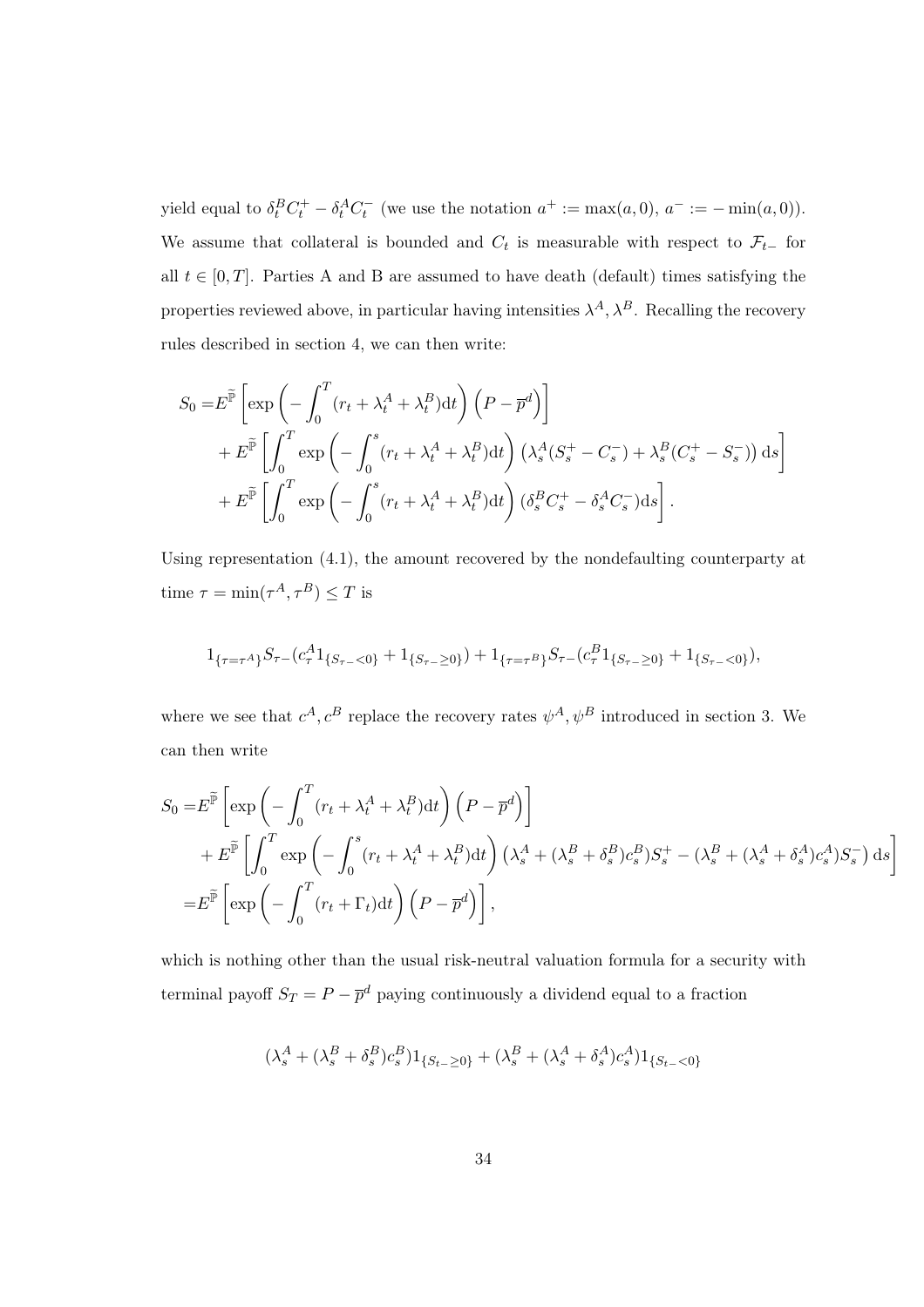yield equal to $\delta^B_t C^+_t - \delta^A_t C^-_t$ (we use the notation $a^+ := \max(a, 0)$, $a^- := -\min(a, 0)$). We assume that collateral is bounded and $C_t$ is measurable with respect to $\mathcal{F}_{t-}$ for all $t \in [0, T]$. Parties A and B are assumed to have death (default) times satisfying the properties reviewed above, in particular having intensities $\lambda^A, \lambda^B$. Recalling the recovery rules described in section 4, we can then write:

$$
\begin{aligned}
S_0 =& E^{\widetilde{\mathbb{P}}}\left[\exp\left(-\int_0^T (r_t + \lambda^A_t + \lambda^B_t)\mathrm{d}t\right)\left(P - \overline{p}^d\right)\right] \\
&+ E^{\widetilde{\mathbb{P}}}\left[\int_0^T \exp\left(-\int_0^s (r_t + \lambda^A_t + \lambda^B_t)\mathrm{d}t\right)\left(\lambda^A_s(S^+_s - C^-_s) + \lambda^B_s(C^+_s - S^-_s)\right)\mathrm{d}s\right] \\
&+ E^{\widetilde{\mathbb{P}}}\left[\int_0^T \exp\left(-\int_0^s (r_t + \lambda^A_t + \lambda^B_t)\mathrm{d}t\right)(\delta^B_s C^+_s - \delta^A_s C^-_s)\mathrm{d}s\right].
\end{aligned}
$$

Using representation (4.1), the amount recovered by the nondefaulting counterparty at time $\tau = \min(\tau^A, \tau^B) \leq T$ is

$$
1_{\{\tau=\tau^A\}} S_{\tau-}(c^A_\tau 1_{\{S_{\tau-}<0\}} + 1_{\{S_{\tau-}\geq 0\}}) + 1_{\{\tau=\tau^B\}} S_{\tau-}(c^B_\tau 1_{\{S_{\tau-}\geq 0\}} + 1_{\{S_{\tau-}<0\}}),
$$

where we see that $c^A, c^B$ replace the recovery rates $\psi^A, \psi^B$ introduced in section 3. We can then write

$$
\begin{aligned}
S_0 =& E^{\widetilde{\mathbb{P}}}\left[\exp\left(-\int_0^T (r_t + \lambda^A_t + \lambda^B_t)\mathrm{d}t\right)\left(P - \overline{p}^d\right)\right] \\
&+ E^{\widetilde{\mathbb{P}}}\left[\int_0^T \exp\left(-\int_0^s (r_t + \lambda^A_t + \lambda^B_t)\mathrm{d}t\right)\left(\lambda^A_s + (\lambda^B_s + \delta^B_s)c^B_s)S^+_s - (\lambda^B_s + (\lambda^A_s + \delta^A_s)c^A_s)S^-_s\right)\mathrm{d}s\right] \\
=& E^{\widetilde{\mathbb{P}}}\left[\exp\left(-\int_0^T (r_t + \Gamma_t)\mathrm{d}t\right)\left(P - \overline{p}^d\right)\right],
\end{aligned}
$$

which is nothing other than the usual risk-neutral valuation formula for a security with terminal payoff $S_T = P - \overline{p}^d$ paying continuously a dividend equal to a fraction

$$
(\lambda^A_s + (\lambda^B_s + \delta^B_s)c^B_s)1_{\{S_{t-}\geq 0\}} + (\lambda^B_s + (\lambda^A_s + \delta^A_s)c^A_s)1_{\{S_{t-}<0\}}
$$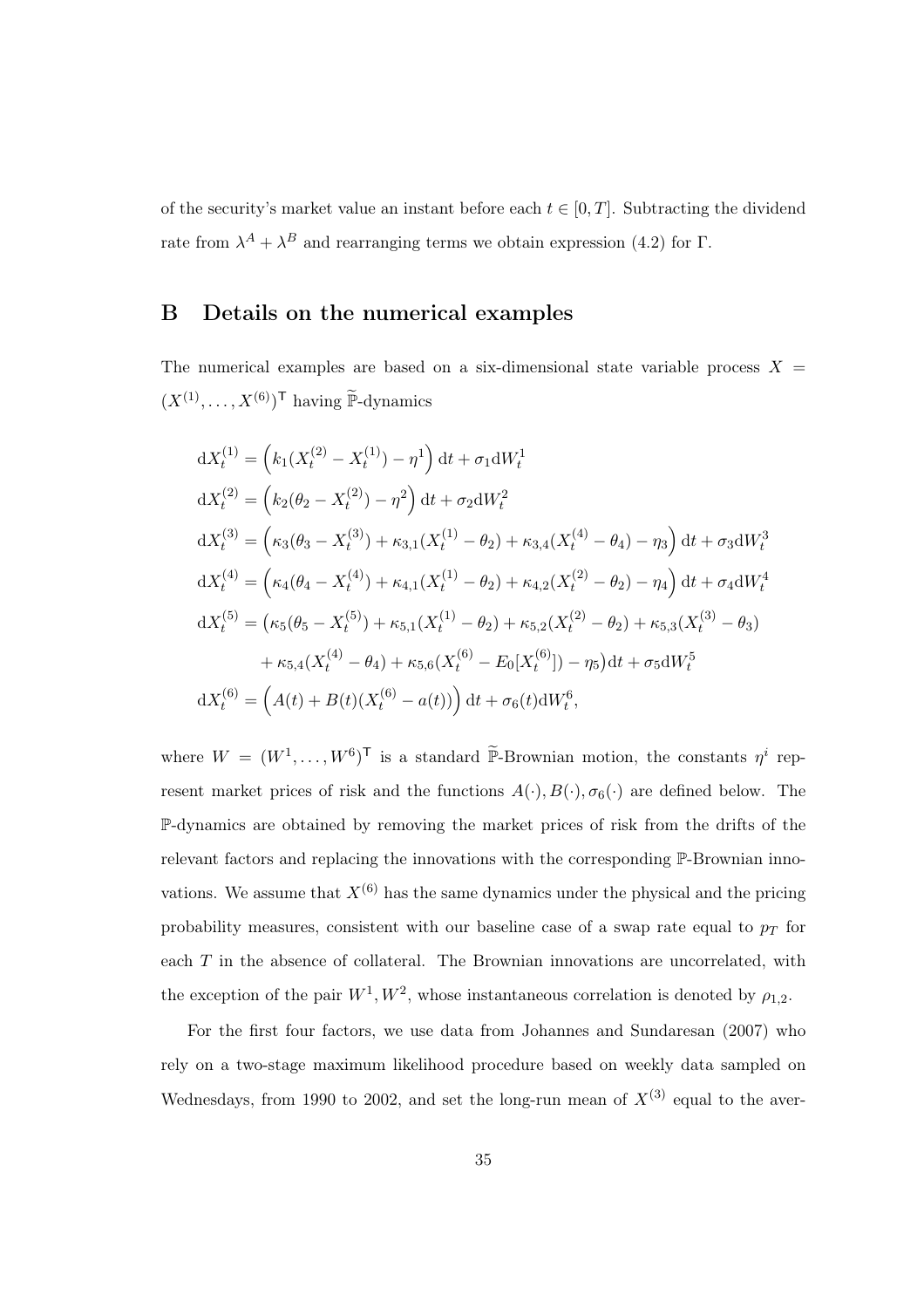of the security's market value an instant before each $t \in [0, T]$. Subtracting the dividend rate from $\lambda^A + \lambda^B$ and rearranging terms we obtain expression (4.2) for $\Gamma$.

# B Details on the numerical examples

The numerical examples are based on a six-dimensional state variable process $X = (X^{(1)}, \ldots, X^{(6)})^\mathsf{T}$ having $\widetilde{\mathbb{P}}$-dynamics

$$
\begin{aligned}
\mathrm{d}X_t^{(1)} &= \Big(k_1(X_t^{(2)} - X_t^{(1)}) - \eta^1\Big)\,\mathrm{d}t + \sigma_1 \mathrm{d}W_t^1 \\
\mathrm{d}X_t^{(2)} &= \Big(k_2(\theta_2 - X_t^{(2)}) - \eta^2\Big)\,\mathrm{d}t + \sigma_2 \mathrm{d}W_t^2 \\
\mathrm{d}X_t^{(3)} &= \Big(\kappa_3(\theta_3 - X_t^{(3)}) + \kappa_{3,1}(X_t^{(1)} - \theta_2) + \kappa_{3,4}(X_t^{(4)} - \theta_4) - \eta_3\Big)\,\mathrm{d}t + \sigma_3 \mathrm{d}W_t^3 \\
\mathrm{d}X_t^{(4)} &= \Big(\kappa_4(\theta_4 - X_t^{(4)}) + \kappa_{4,1}(X_t^{(1)} - \theta_2) + \kappa_{4,2}(X_t^{(2)} - \theta_2) - \eta_4\Big)\,\mathrm{d}t + \sigma_4 \mathrm{d}W_t^4 \\
\mathrm{d}X_t^{(5)} &= \big(\kappa_5(\theta_5 - X_t^{(5)}) + \kappa_{5,1}(X_t^{(1)} - \theta_2) + \kappa_{5,2}(X_t^{(2)} - \theta_2) + \kappa_{5,3}(X_t^{(3)} - \theta_3) \\
&\qquad + \kappa_{5,4}(X_t^{(4)} - \theta_4) + \kappa_{5,6}(X_t^{(6)} - E_0[X_t^{(6)}]) - \eta_5\big)\mathrm{d}t + \sigma_5 \mathrm{d}W_t^5 \\
\mathrm{d}X_t^{(6)} &= \Big(A(t) + B(t)(X_t^{(6)} - a(t))\Big)\,\mathrm{d}t + \sigma_6(t)\mathrm{d}W_t^6,
\end{aligned}
$$

where $W = (W^1, \ldots, W^6)^\mathsf{T}$ is a standard $\widetilde{\mathbb{P}}$-Brownian motion, the constants $\eta^i$ represent market prices of risk and the functions $A(\cdot), B(\cdot), \sigma_6(\cdot)$ are defined below. The $\mathbb{P}$-dynamics are obtained by removing the market prices of risk from the drifts of the relevant factors and replacing the innovations with the corresponding $\mathbb{P}$-Brownian innovations. We assume that $X^{(6)}$ has the same dynamics under the physical and the pricing probability measures, consistent with our baseline case of a swap rate equal to $p_T$ for each $T$ in the absence of collateral. The Brownian innovations are uncorrelated, with the exception of the pair $W^1, W^2$, whose instantaneous correlation is denoted by $\rho_{1,2}$.

For the first four factors, we use data from Johannes and Sundaresan (2007) who rely on a two-stage maximum likelihood procedure based on weekly data sampled on Wednesdays, from 1990 to 2002, and set the long-run mean of $X^{(3)}$ equal to the aver-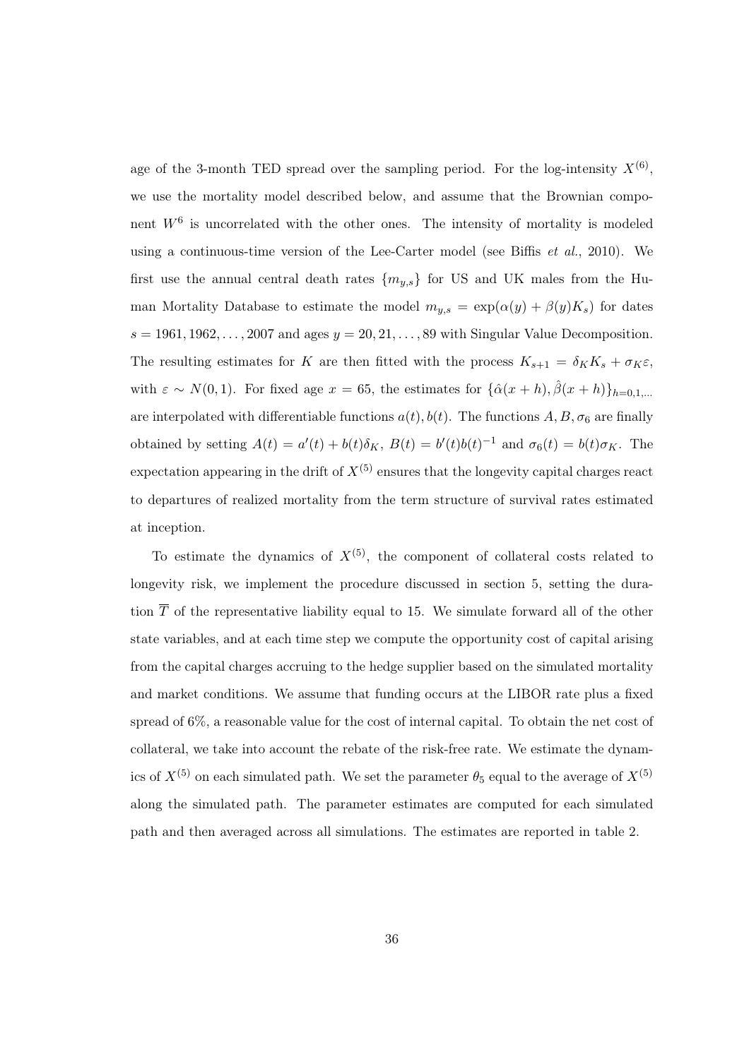age of the 3-month TED spread over the sampling period. For the log-intensity $X^{(6)}$, we use the mortality model described below, and assume that the Brownian component $W^6$ is uncorrelated with the other ones. The intensity of mortality is modeled using a continuous-time version of the Lee-Carter model (see Biffis *et al.*, 2010). We first use the annual central death rates $\{m_{y,s}\}$ for US and UK males from the Human Mortality Database to estimate the model $m_{y,s} = \exp(\alpha(y) + \beta(y)K_s)$ for dates $s = 1961, 1962, \ldots, 2007$ and ages $y = 20, 21, \ldots, 89$ with Singular Value Decomposition. The resulting estimates for $K$ are then fitted with the process $K_{s+1} = \delta_K K_s + \sigma_K \varepsilon$, with $\varepsilon \sim N(0, 1)$. For fixed age $x = 65$, the estimates for $\{\hat{\alpha}(x + h), \hat{\beta}(x + h)\}_{h=0,1,\ldots}$ are interpolated with differentiable functions $a(t), b(t)$. The functions $A, B, \sigma_6$ are finally obtained by setting $A(t) = a'(t) + b(t)\delta_K$, $B(t) = b'(t)b(t)^{-1}$ and $\sigma_6(t) = b(t)\sigma_K$. The expectation appearing in the drift of $X^{(5)}$ ensures that the longevity capital charges react to departures of realized mortality from the term structure of survival rates estimated at inception.

To estimate the dynamics of $X^{(5)}$, the component of collateral costs related to longevity risk, we implement the procedure discussed in section 5, setting the duration $\overline{T}$ of the representative liability equal to 15. We simulate forward all of the other state variables, and at each time step we compute the opportunity cost of capital arising from the capital charges accruing to the hedge supplier based on the simulated mortality and market conditions. We assume that funding occurs at the LIBOR rate plus a fixed spread of 6%, a reasonable value for the cost of internal capital. To obtain the net cost of collateral, we take into account the rebate of the risk-free rate. We estimate the dynamics of $X^{(5)}$ on each simulated path. We set the parameter $\theta_5$ equal to the average of $X^{(5)}$ along the simulated path. The parameter estimates are computed for each simulated path and then averaged across all simulations. The estimates are reported in table 2.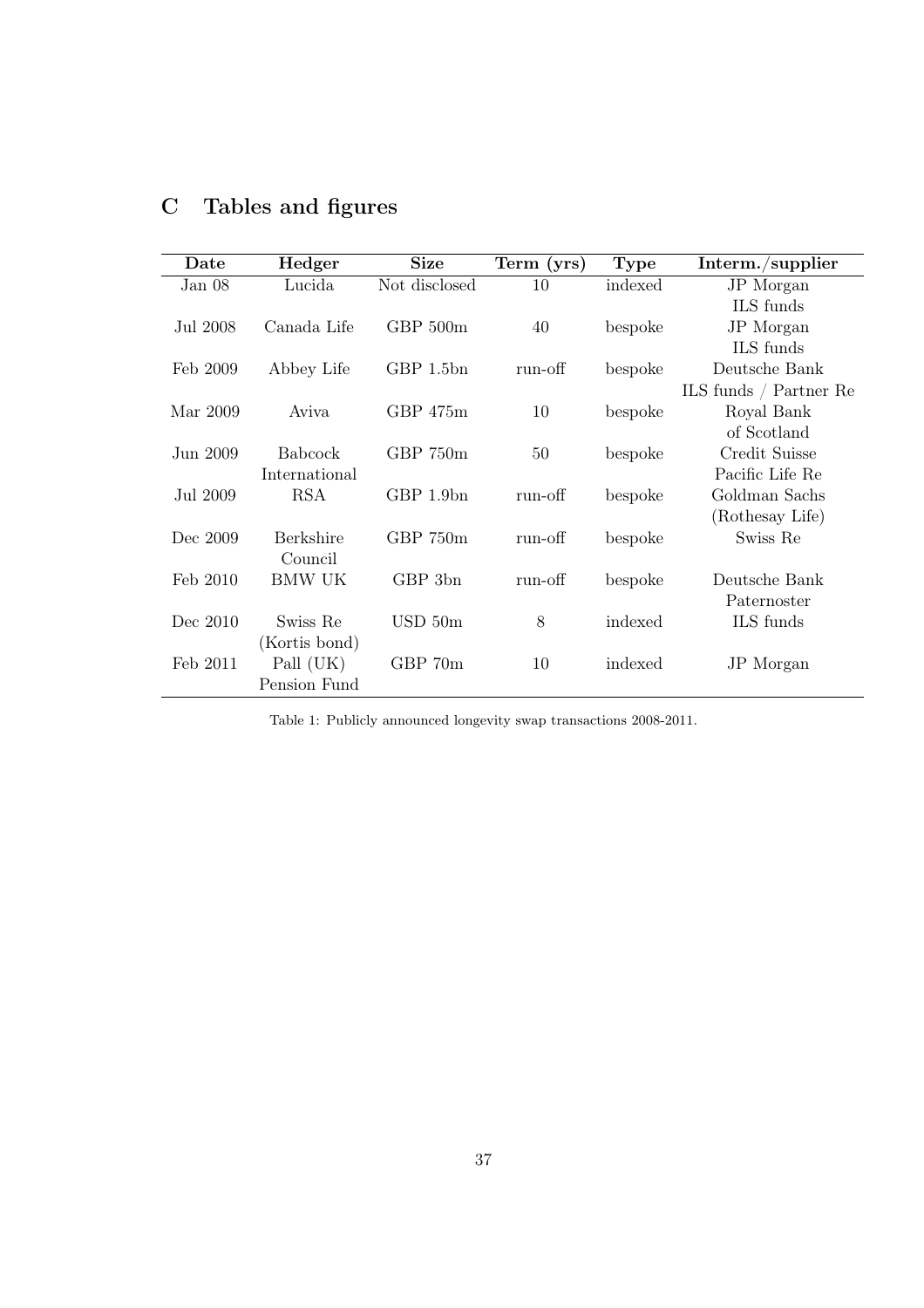# C Tables and figures

| Date | Hedger | Size | Term (yrs) | Type | Interm./supplier |
|---|---|---|---|---|---|
| Jan 08 | Lucida | Not disclosed | 10 | indexed | JP Morgan ILS funds |
| Jul 2008 | Canada Life | GBP 500m | 40 | bespoke | JP Morgan ILS funds |
| Feb 2009 | Abbey Life | GBP 1.5bn | run-off | bespoke | Deutsche Bank ILS funds / Partner Re |
| Mar 2009 | Aviva | GBP 475m | 10 | bespoke | Royal Bank of Scotland |
| Jun 2009 | Babcock International | GBP 750m | 50 | bespoke | Credit Suisse Pacific Life Re |
| Jul 2009 | RSA | GBP 1.9bn | run-off | bespoke | Goldman Sachs (Rothesay Life) |
| Dec 2009 | Berkshire Council | GBP 750m | run-off | bespoke | Swiss Re |
| Feb 2010 | BMW UK | GBP 3bn | run-off | bespoke | Deutsche Bank Paternoster |
| Dec 2010 | Swiss Re (Kortis bond) | USD 50m | 8 | indexed | ILS funds |
| Feb 2011 | Pall (UK) Pension Fund | GBP 70m | 10 | indexed | JP Morgan |

Table 1: Publicly announced longevity swap transactions 2008-2011.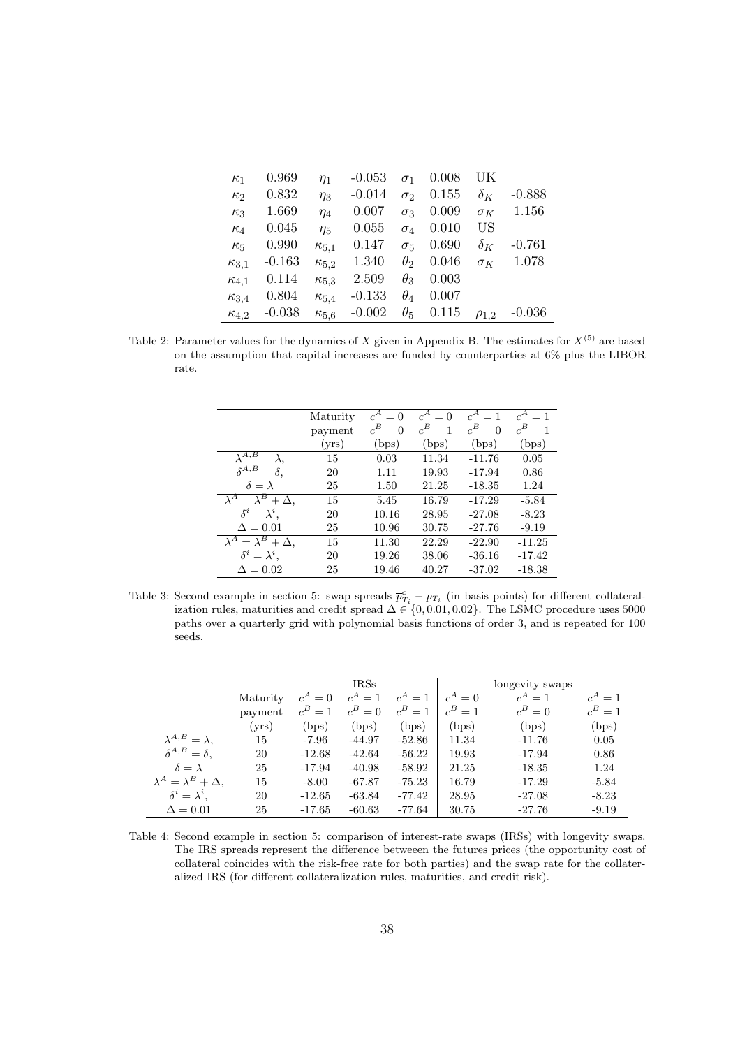| | | | | | | | |
|---|---|---|---|---|---|---|---|
| $\kappa_1$ | 0.969 | $\eta_1$ | -0.053 | $\sigma_1$ | 0.008 | UK | |
| $\kappa_2$ | 0.832 | $\eta_3$ | -0.014 | $\sigma_2$ | 0.155 | $\delta_K$ | -0.888 |
| $\kappa_3$ | 1.669 | $\eta_4$ | 0.007 | $\sigma_3$ | 0.009 | $\sigma_K$ | 1.156 |
| $\kappa_4$ | 0.045 | $\eta_5$ | 0.055 | $\sigma_4$ | 0.010 | US | |
| $\kappa_5$ | 0.990 | $\kappa_{5,1}$ | 0.147 | $\sigma_5$ | 0.690 | $\delta_K$ | -0.761 |
| $\kappa_{3,1}$ | -0.163 | $\kappa_{5,2}$ | 1.340 | $\theta_2$ | 0.046 | $\sigma_K$ | 1.078 |
| $\kappa_{4,1}$ | 0.114 | $\kappa_{5,3}$ | 2.509 | $\theta_3$ | 0.003 | | |
| $\kappa_{3,4}$ | 0.804 | $\kappa_{5,4}$ | -0.133 | $\theta_4$ | 0.007 | | |
| $\kappa_{4,2}$ | -0.038 | $\kappa_{5,6}$ | -0.002 | $\theta_5$ | 0.115 | $\rho_{1,2}$ | -0.036 |

Table 2: Parameter values for the dynamics of $X$ given in Appendix B. The estimates for $X^{(5)}$ are based on the assumption that capital increases are funded by counterparties at 6% plus the LIBOR rate.

| | Maturity payment (yrs) | $c^A = 0$ $c^B = 0$ (bps) | $c^A = 0$ $c^B = 1$ (bps) | $c^A = 1$ $c^B = 0$ (bps) | $c^A = 1$ $c^B = 1$ (bps) |
|---|---|---|---|---|---|
| $\lambda^{A,B} = \lambda$, | 15 | 0.03 | 11.34 | -11.76 | 0.05 |
| $\delta^{A,B} = \delta$, | 20 | 1.11 | 19.93 | -17.94 | 0.86 |
| $\delta = \lambda$ | 25 | 1.50 | 21.25 | -18.35 | 1.24 |
| $\lambda^A = \lambda^B + \Delta$, | 15 | 5.45 | 16.79 | -17.29 | -5.84 |
| $\delta^i = \lambda^i$, | 20 | 10.16 | 28.95 | -27.08 | -8.23 |
| $\Delta = 0.01$ | 25 | 10.96 | 30.75 | -27.76 | -9.19 |
| $\lambda^A = \lambda^B + \Delta$, | 15 | 11.30 | 22.29 | -22.90 | -11.25 |
| $\delta^i = \lambda^i$, | 20 | 19.26 | 38.06 | -36.16 | -17.42 |
| $\Delta = 0.02$ | 25 | 19.46 | 40.27 | -37.02 | -18.38 |

Table 3: Second example in section 5: swap spreads $\overline{p}^c_{T_i} - p_{T_i}$ (in basis points) for different collateralization rules, maturities and credit spread $\Delta \in \{0, 0.01, 0.02\}$. The LSMC procedure uses 5000 paths over a quarterly grid with polynomial basis functions of order 3, and is repeated for 100 seeds.

| | | IRSs | | | longevity swaps | | |
|---|---|---|---|---|---|---|---|
| | Maturity payment (yrs) | $c^A = 0$ $c^B = 1$ (bps) | $c^A = 1$ $c^B = 0$ (bps) | $c^A = 1$ $c^B = 1$ (bps) | $c^A = 0$ $c^B = 1$ (bps) | $c^A = 1$ $c^B = 0$ (bps) | $c^A = 1$ $c^B = 1$ (bps) |
| $\lambda^{A,B} = \lambda$, | 15 | -7.96 | -44.97 | -52.86 | 11.34 | -11.76 | 0.05 |
| $\delta^{A,B} = \delta$, | 20 | -12.68 | -42.64 | -56.22 | 19.93 | -17.94 | 0.86 |
| $\delta = \lambda$ | 25 | -17.94 | -40.98 | -58.92 | 21.25 | -18.35 | 1.24 |
| $\lambda^A = \lambda^B + \Delta$, | 15 | -8.00 | -67.87 | -75.23 | 16.79 | -17.29 | -5.84 |
| $\delta^i = \lambda^i$, | 20 | -12.65 | -63.84 | -77.42 | 28.95 | -27.08 | -8.23 |
| $\Delta = 0.01$ | 25 | -17.65 | -60.63 | -77.64 | 30.75 | -27.76 | -9.19 |

Table 4: Second example in section 5: comparison of interest-rate swaps (IRSs) with longevity swaps. The IRS spreads represent the difference betweeen the futures prices (the opportunity cost of collateral coincides with the risk-free rate for both parties) and the swap rate for the collateralized IRS (for different collateralization rules, maturities, and credit risk).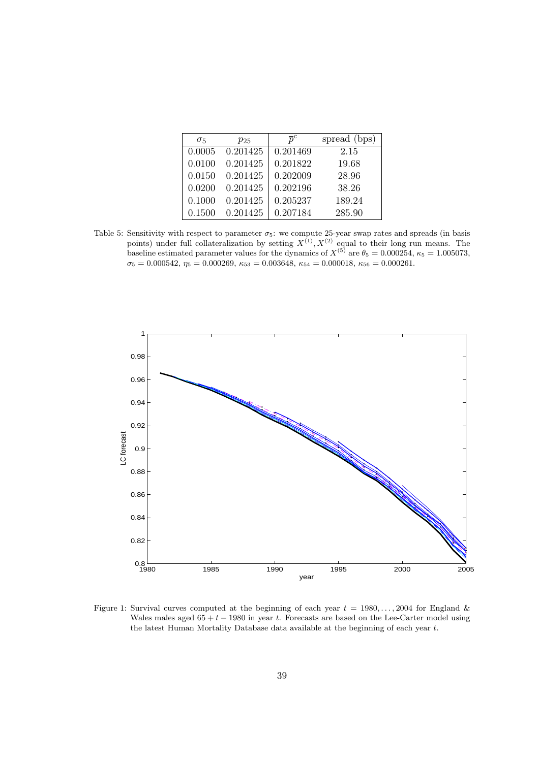| $\sigma_5$ | $p_{25}$ | $\overline{p}^c$ | spread (bps) |
|---|---|---|---|
| 0.0005 | 0.201425 | 0.201469 | 2.15 |
| 0.0100 | 0.201425 | 0.201822 | 19.68 |
| 0.0150 | 0.201425 | 0.202009 | 28.96 |
| 0.0200 | 0.201425 | 0.202196 | 38.26 |
| 0.1000 | 0.201425 | 0.205237 | 189.24 |
| 0.1500 | 0.201425 | 0.207184 | 285.90 |

Table 5: Sensitivity with respect to parameter $\sigma_5$: we compute 25-year swap rates and spreads (in basis points) under full collateralization by setting $X^{(1)}, X^{(2)}$ equal to their long run means. The baseline estimated parameter values for the dynamics of $X^{(5)}$ are $\theta_5 = 0.000254$, $\kappa_5 = 1.005073$, $\sigma_5 = 0.000542$, $\eta_5 = 0.000269$, $\kappa_{53} = 0.003648$, $\kappa_{54} = 0.000018$, $\kappa_{56} = 0.000261$.

Figure 1: Survival curves computed at the beginning of each year $t = 1980, \ldots, 2004$ for England & Wales males aged $65 + t - 1980$ in year $t$. Forecasts are based on the Lee-Carter model using the latest Human Mortality Database data available at the beginning of each year $t$.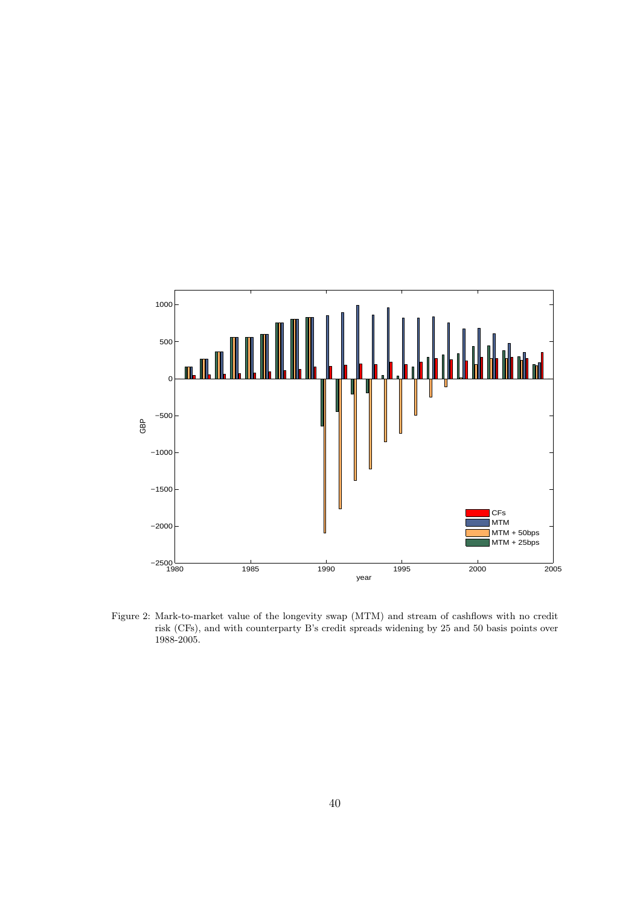Figure 2: Mark-to-market value of the longevity swap (MTM) and stream of cashflows with no credit risk (CFs), and with counterparty B's credit spreads widening by 25 and 50 basis points over 1988-2005.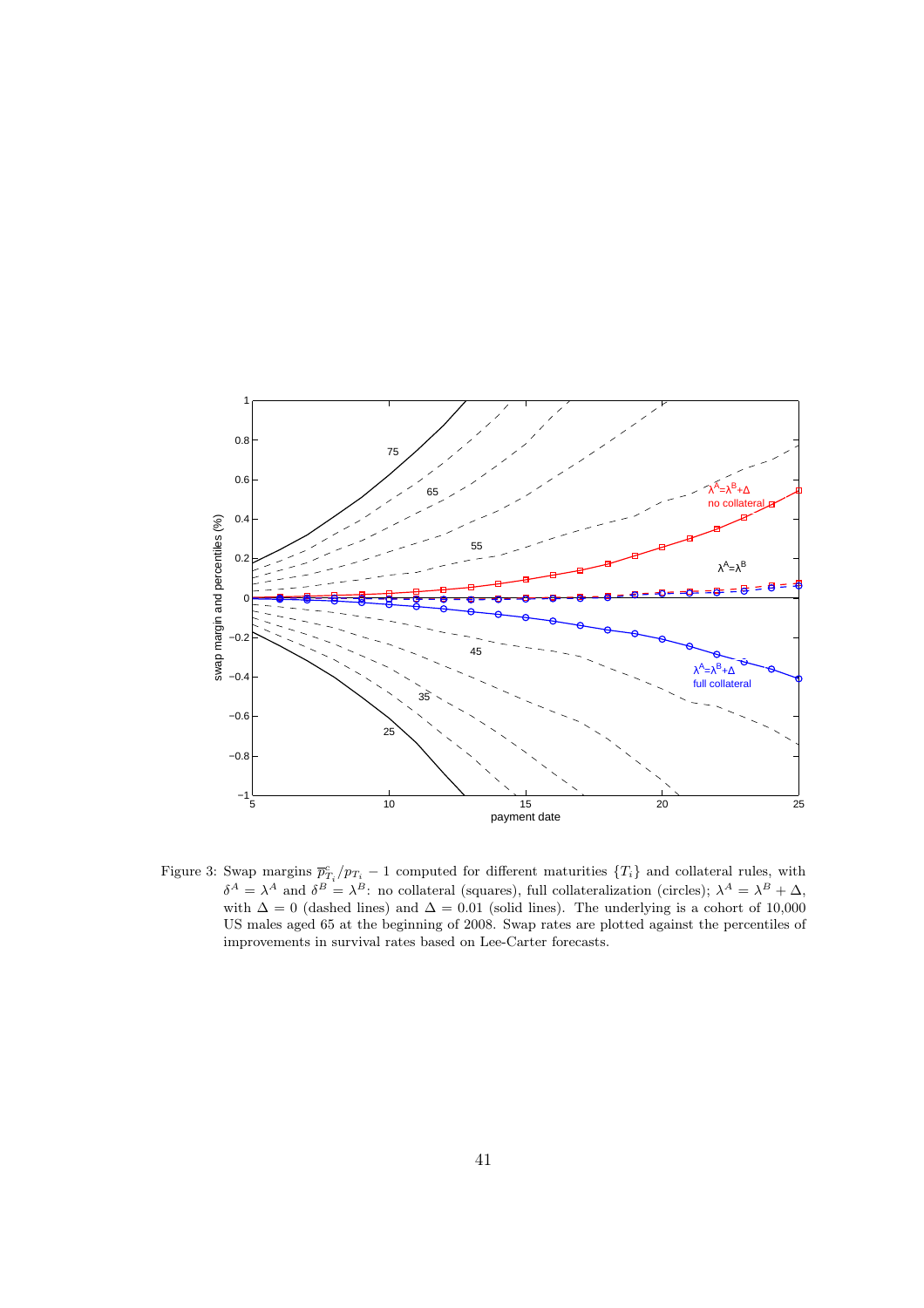Figure 3: Swap margins $\overline{p}^c_{T_i}/p_{T_i} - 1$ computed for different maturities $\{T_i\}$ and collateral rules, with $\delta^A = \lambda^A$ and $\delta^B = \lambda^B$: no collateral (squares), full collateralization (circles); $\lambda^A = \lambda^B + \Delta$, with $\Delta = 0$ (dashed lines) and $\Delta = 0.01$ (solid lines). The underlying is a cohort of 10,000 US males aged 65 at the beginning of 2008. Swap rates are plotted against the percentiles of improvements in survival rates based on Lee-Carter forecasts.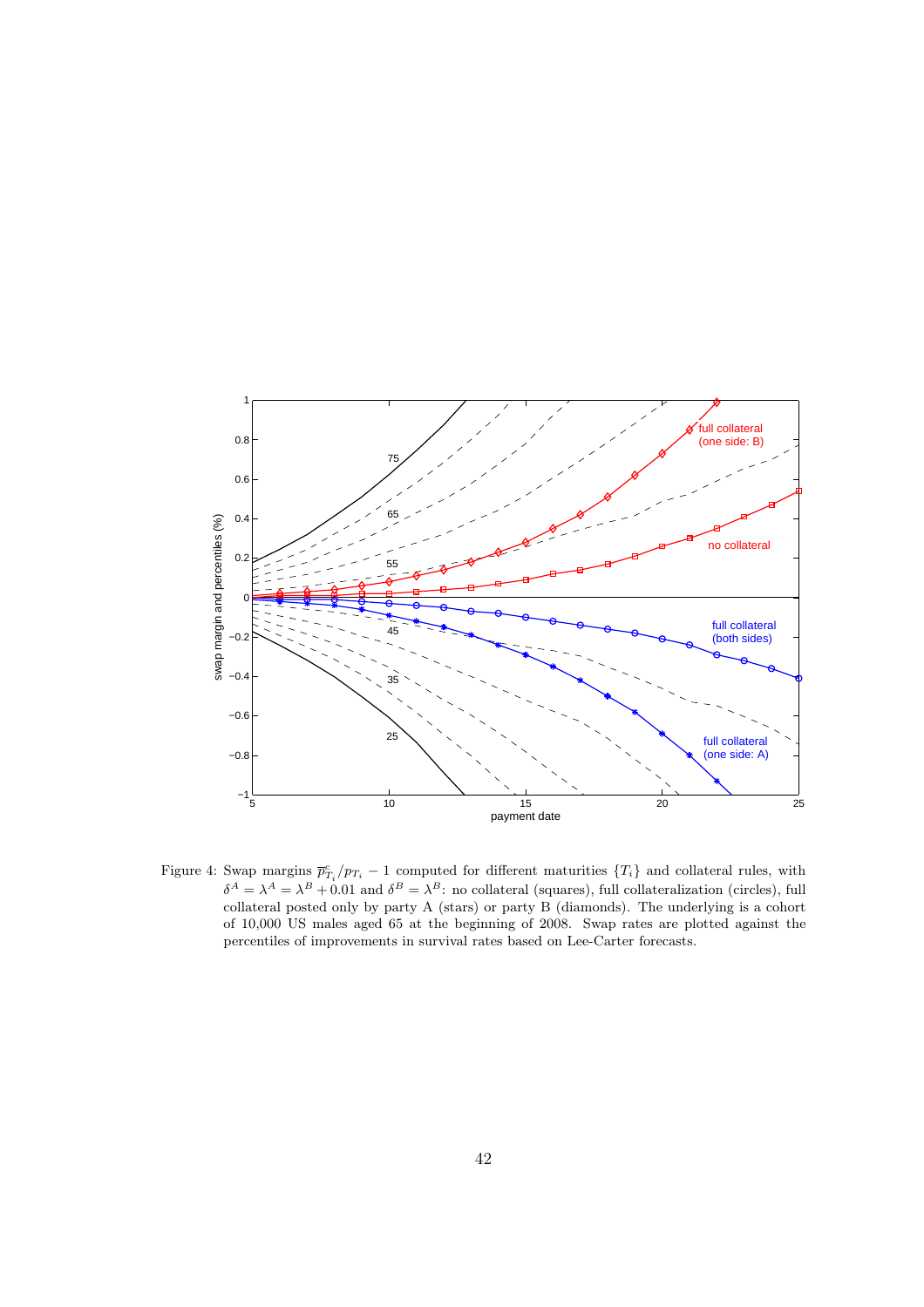Figure 4: Swap margins $\overline{p}^c_{T_i}/p_{T_i} - 1$ computed for different maturities $\{T_i\}$ and collateral rules, with $\delta^A = \lambda^A = \lambda^B + 0.01$ and $\delta^B = \lambda^B$: no collateral (squares), full collateralization (circles), full collateral posted only by party A (stars) or party B (diamonds). The underlying is a cohort of 10,000 US males aged 65 at the beginning of 2008. Swap rates are plotted against the percentiles of improvements in survival rates based on Lee-Carter forecasts.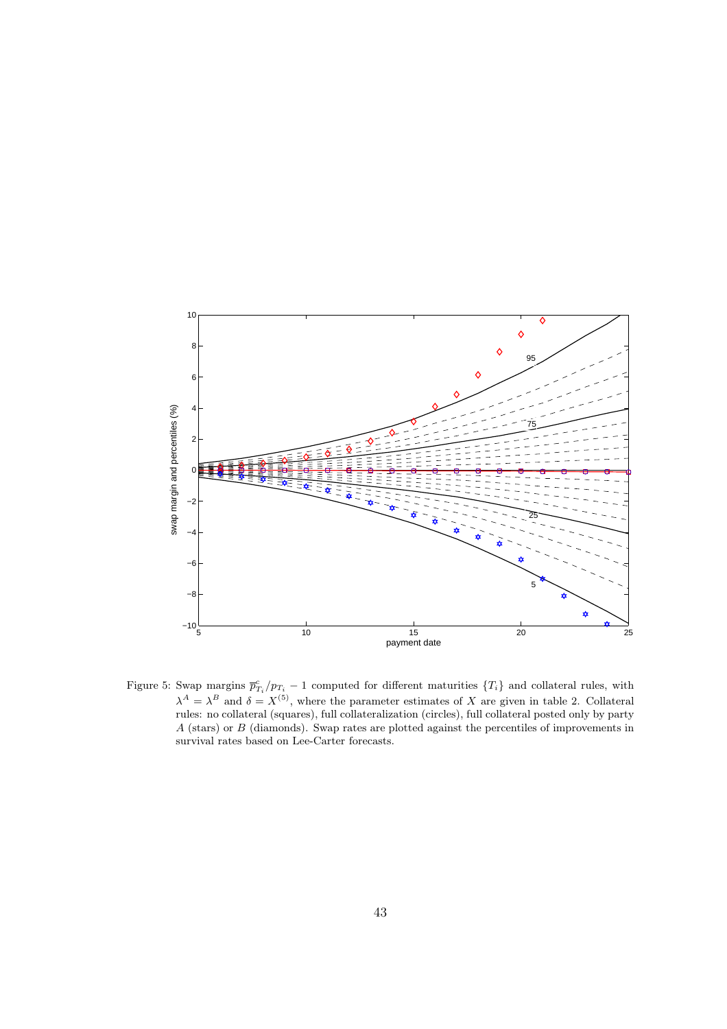10

8

6

4

2

0

−2

−4

−6

−8

−10

5

10

15

20

25

95

75

25

5

swap margin and percentiles (%)

payment date

Figure 5: Swap margins $\overline{p}^c_{T_i}/p_{T_i} - 1$ computed for different maturities $\{T_i\}$ and collateral rules, with $\lambda^A = \lambda^B$ and $\delta = X^{(5)}$, where the parameter estimates of $X$ are given in table 2. Collateral rules: no collateral (squares), full collateralization (circles), full collateral posted only by party $A$ (stars) or $B$ (diamonds). Swap rates are plotted against the percentiles of improvements in survival rates based on Lee-Carter forecasts.